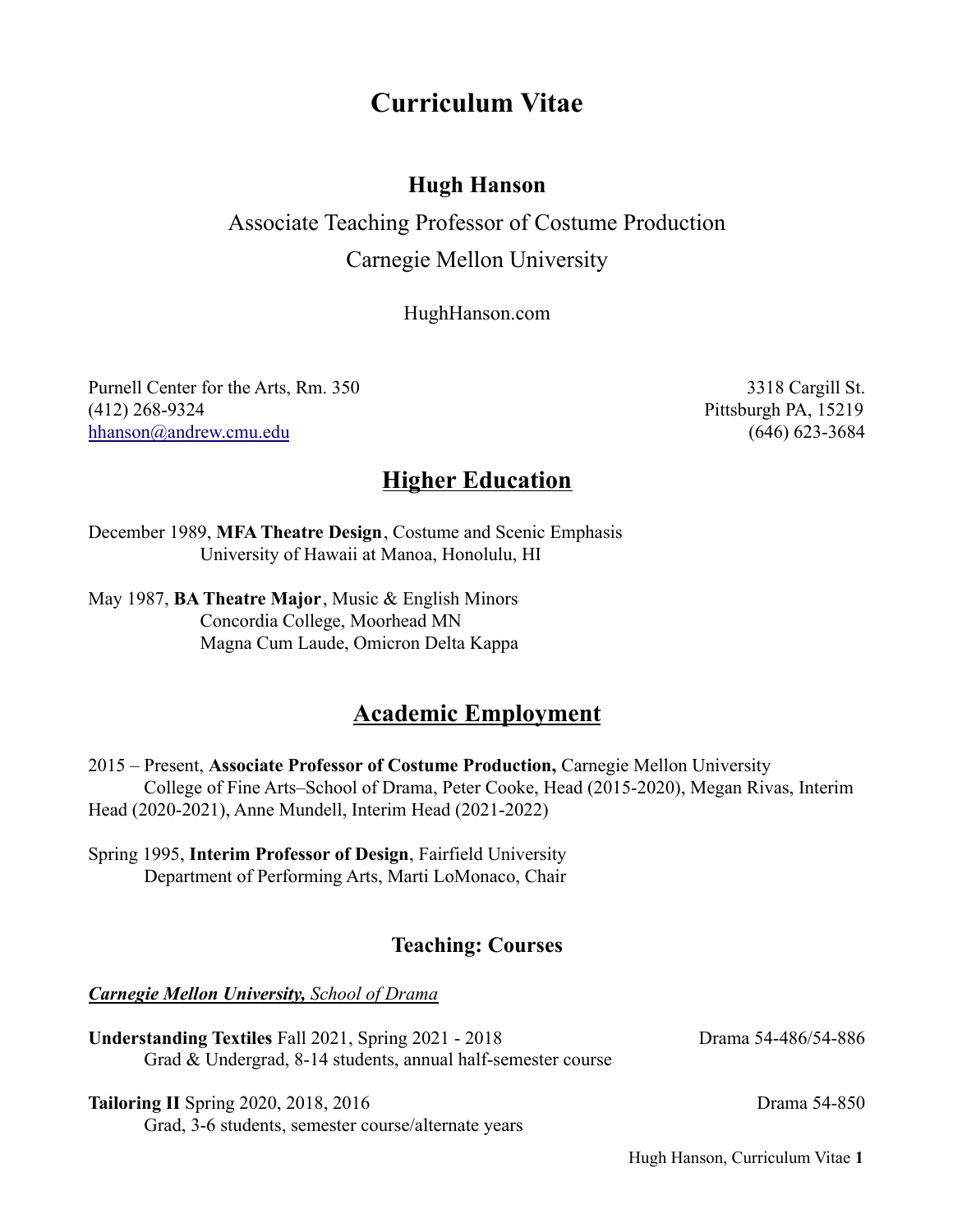# Curriculum Vitae

## Hugh Hanson

Associate Teaching Professor of Costume Production

Carnegie Mellon University

HughHanson.com

Purnell Center for the Arts, Rm. 350
(412) 268-9324
hhanson@andrew.cmu.edu

3318 Cargill St.
Pittsburgh PA, 15219
(646) 623-3684

## Higher Education

December 1989, **MFA Theatre Design**, Costume and Scenic Emphasis
University of Hawaii at Manoa, Honolulu, HI

May 1987, **BA Theatre Major**, Music & English Minors
Concordia College, Moorhead MN
Magna Cum Laude, Omicron Delta Kappa

## Academic Employment

2015 – Present, **Associate Professor of Costume Production,** Carnegie Mellon University
College of Fine Arts–School of Drama, Peter Cooke, Head (2015-2020), Megan Rivas, Interim Head (2020-2021), Anne Mundell, Interim Head (2021-2022)

Spring 1995, **Interim Professor of Design**, Fairfield University
Department of Performing Arts, Marti LoMonaco, Chair

### Teaching: Courses

***Carnegie Mellon University,*** *School of Drama*

**Understanding Textiles** Fall 2021, Spring 2021 - 2018 — Drama 54-486/54-886
Grad & Undergrad, 8-14 students, annual half-semester course

**Tailoring II** Spring 2020, 2018, 2016 — Drama 54-850
Grad, 3-6 students, semester course/alternate years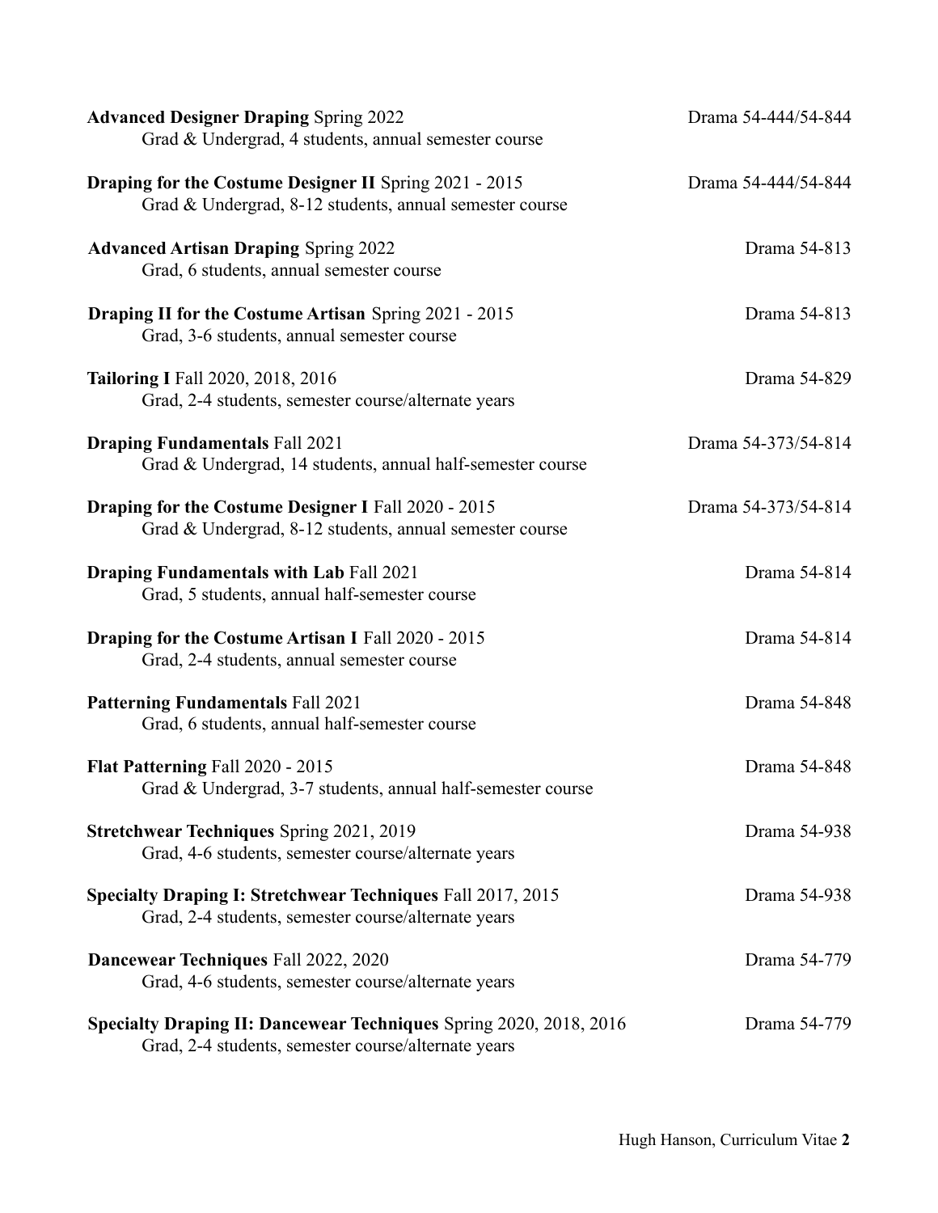**Advanced Designer Draping** Spring 2022 — Drama 54-444/54-844
Grad & Undergrad, 4 students, annual semester course

**Draping for the Costume Designer II** Spring 2021 - 2015 — Drama 54-444/54-844
Grad & Undergrad, 8-12 students, annual semester course

**Advanced Artisan Draping** Spring 2022 — Drama 54-813
Grad, 6 students, annual semester course

**Draping II for the Costume Artisan** Spring 2021 - 2015 — Drama 54-813
Grad, 3-6 students, annual semester course

**Tailoring I** Fall 2020, 2018, 2016 — Drama 54-829
Grad, 2-4 students, semester course/alternate years

**Draping Fundamentals** Fall 2021 — Drama 54-373/54-814
Grad & Undergrad, 14 students, annual half-semester course

**Draping for the Costume Designer I** Fall 2020 - 2015 — Drama 54-373/54-814
Grad & Undergrad, 8-12 students, annual semester course

**Draping Fundamentals with Lab** Fall 2021 — Drama 54-814
Grad, 5 students, annual half-semester course

**Draping for the Costume Artisan I** Fall 2020 - 2015 — Drama 54-814
Grad, 2-4 students, annual semester course

**Patterning Fundamentals** Fall 2021 — Drama 54-848
Grad, 6 students, annual half-semester course

**Flat Patterning** Fall 2020 - 2015 — Drama 54-848
Grad & Undergrad, 3-7 students, annual half-semester course

**Stretchwear Techniques** Spring 2021, 2019 — Drama 54-938
Grad, 4-6 students, semester course/alternate years

**Specialty Draping I: Stretchwear Techniques** Fall 2017, 2015 — Drama 54-938
Grad, 2-4 students, semester course/alternate years

**Dancewear Techniques** Fall 2022, 2020 — Drama 54-779
Grad, 4-6 students, semester course/alternate years

**Specialty Draping II: Dancewear Techniques** Spring 2020, 2018, 2016 — Drama 54-779
Grad, 2-4 students, semester course/alternate years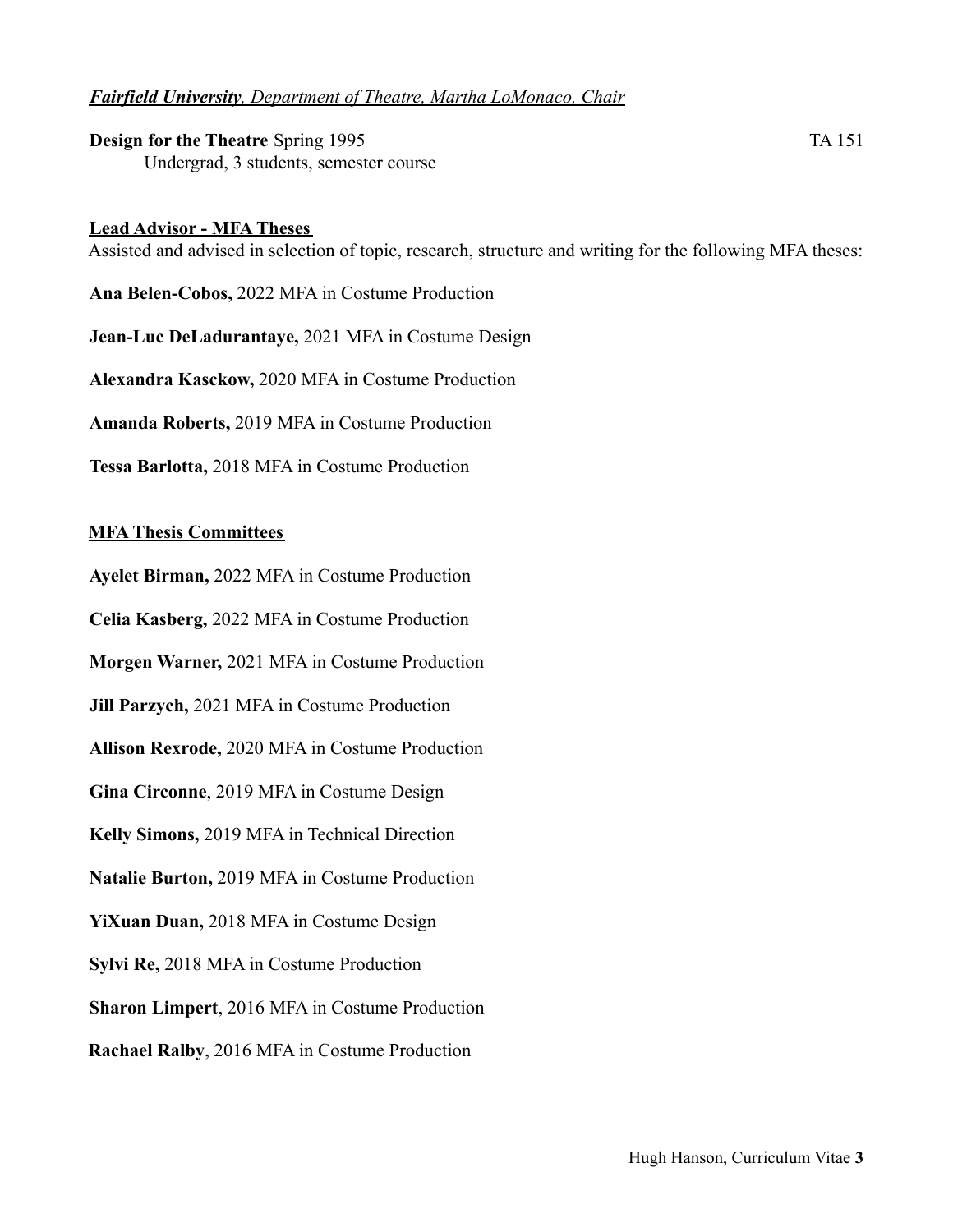***Fairfield University**, Department of Theatre, Martha LoMonaco, Chair*

**Design for the Theatre** Spring 1995 TA 151
Undergrad, 3 students, semester course

**Lead Advisor - MFA Theses**

Assisted and advised in selection of topic, research, structure and writing for the following MFA theses:

**Ana Belen-Cobos,** 2022 MFA in Costume Production

**Jean-Luc DeLadurantaye,** 2021 MFA in Costume Design

**Alexandra Kasckow,** 2020 MFA in Costume Production

**Amanda Roberts,** 2019 MFA in Costume Production

**Tessa Barlotta,** 2018 MFA in Costume Production

**MFA Thesis Committees**

**Ayelet Birman,** 2022 MFA in Costume Production

**Celia Kasberg,** 2022 MFA in Costume Production

**Morgen Warner,** 2021 MFA in Costume Production

**Jill Parzych,** 2021 MFA in Costume Production

**Allison Rexrode,** 2020 MFA in Costume Production

**Gina Circonne**, 2019 MFA in Costume Design

**Kelly Simons,** 2019 MFA in Technical Direction

**Natalie Burton,** 2019 MFA in Costume Production

**YiXuan Duan,** 2018 MFA in Costume Design

**Sylvi Re,** 2018 MFA in Costume Production

**Sharon Limpert**, 2016 MFA in Costume Production

**Rachael Ralby**, 2016 MFA in Costume Production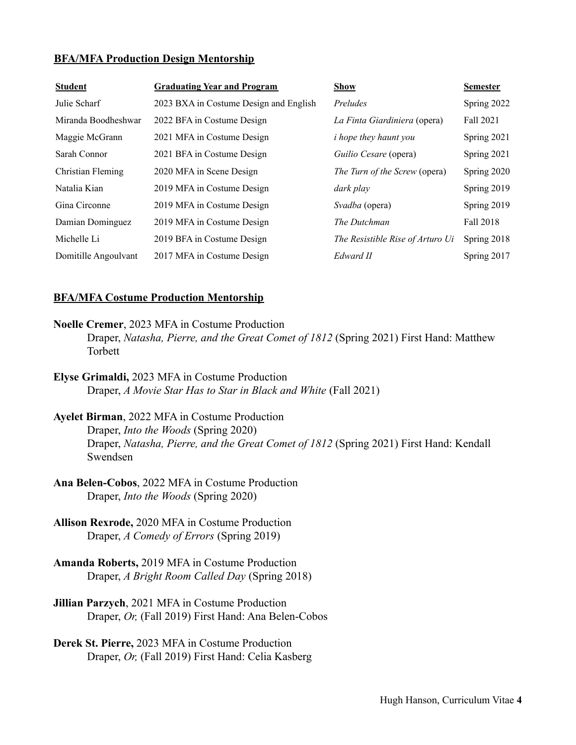## BFA/MFA Production Design Mentorship

| Student | Graduating Year and Program | Show | Semester |
|---|---|---|---|
| Julie Scharf | 2023 BXA in Costume Design and English | *Preludes* | Spring 2022 |
| Miranda Boodheshwar | 2022 BFA in Costume Design | *La Finta Giardiniera* (opera) | Fall 2021 |
| Maggie McGrann | 2021 MFA in Costume Design | *i hope they haunt you* | Spring 2021 |
| Sarah Connor | 2021 BFA in Costume Design | *Guilio Cesare* (opera) | Spring 2021 |
| Christian Fleming | 2020 MFA in Scene Design | *The Turn of the Screw* (opera) | Spring 2020 |
| Natalia Kian | 2019 MFA in Costume Design | *dark play* | Spring 2019 |
| Gina Circonne | 2019 MFA in Costume Design | *Svadba* (opera) | Spring 2019 |
| Damian Dominguez | 2019 MFA in Costume Design | *The Dutchman* | Fall 2018 |
| Michelle Li | 2019 BFA in Costume Design | *The Resistible Rise of Arturo Ui* | Spring 2018 |
| Domitille Angoulvant | 2017 MFA in Costume Design | *Edward II* | Spring 2017 |

## BFA/MFA Costume Production Mentorship

**Noelle Cremer**, 2023 MFA in Costume Production
Draper, *Natasha, Pierre, and the Great Comet of 1812* (Spring 2021) First Hand: Matthew Torbett

**Elyse Grimaldi,** 2023 MFA in Costume Production
Draper, *A Movie Star Has to Star in Black and White* (Fall 2021)

**Ayelet Birman**, 2022 MFA in Costume Production
Draper, *Into the Woods* (Spring 2020)
Draper, *Natasha, Pierre, and the Great Comet of 1812* (Spring 2021) First Hand: Kendall Swendsen

**Ana Belen-Cobos**, 2022 MFA in Costume Production
Draper, *Into the Woods* (Spring 2020)

**Allison Rexrode,** 2020 MFA in Costume Production
Draper, *A Comedy of Errors* (Spring 2019)

**Amanda Roberts,** 2019 MFA in Costume Production
Draper, *A Bright Room Called Day* (Spring 2018)

**Jillian Parzych**, 2021 MFA in Costume Production
Draper, *Or,* (Fall 2019) First Hand: Ana Belen-Cobos

**Derek St. Pierre,** 2023 MFA in Costume Production
Draper, *Or,* (Fall 2019) First Hand: Celia Kasberg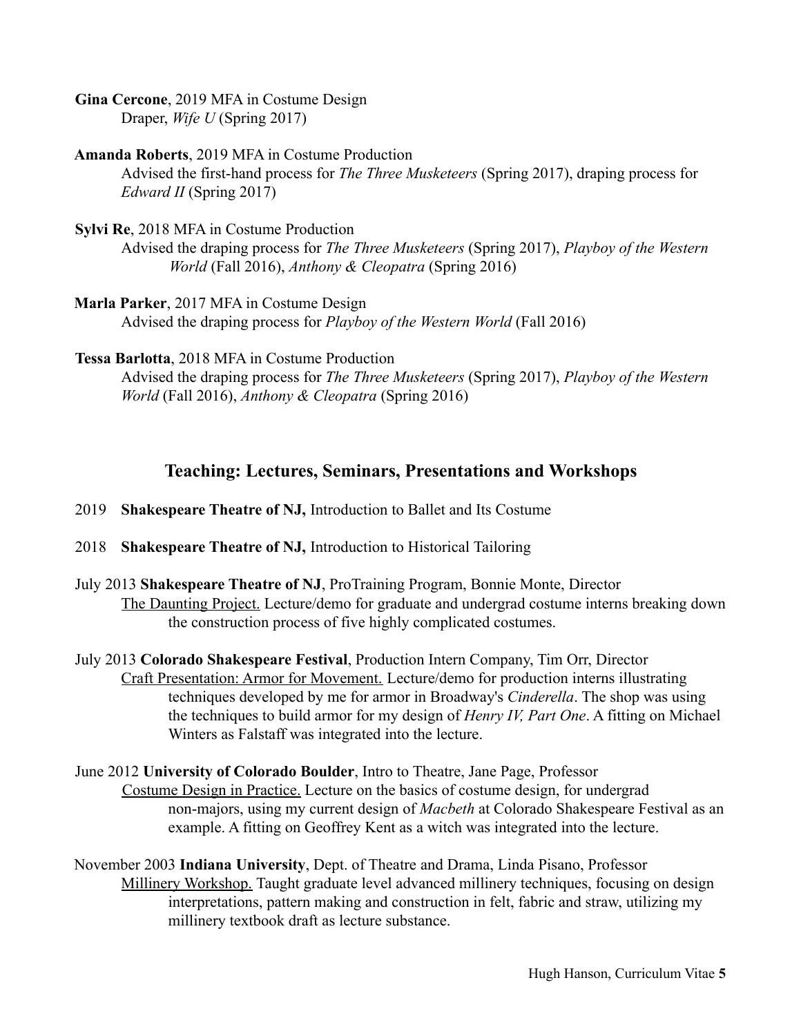**Gina Cercone**, 2019 MFA in Costume Design
Draper, *Wife U* (Spring 2017)

**Amanda Roberts**, 2019 MFA in Costume Production
Advised the first-hand process for *The Three Musketeers* (Spring 2017), draping process for *Edward II* (Spring 2017)

**Sylvi Re**, 2018 MFA in Costume Production
Advised the draping process for *The Three Musketeers* (Spring 2017), *Playboy of the Western World* (Fall 2016), *Anthony & Cleopatra* (Spring 2016)

**Marla Parker**, 2017 MFA in Costume Design
Advised the draping process for *Playboy of the Western World* (Fall 2016)

**Tessa Barlotta**, 2018 MFA in Costume Production
Advised the draping process for *The Three Musketeers* (Spring 2017), *Playboy of the Western World* (Fall 2016), *Anthony & Cleopatra* (Spring 2016)

## Teaching: Lectures, Seminars, Presentations and Workshops

2019 **Shakespeare Theatre of NJ,** Introduction to Ballet and Its Costume

2018 **Shakespeare Theatre of NJ,** Introduction to Historical Tailoring

July 2013 **Shakespeare Theatre of NJ**, ProTraining Program, Bonnie Monte, Director
The Daunting Project. Lecture/demo for graduate and undergrad costume interns breaking down the construction process of five highly complicated costumes.

July 2013 **Colorado Shakespeare Festival**, Production Intern Company, Tim Orr, Director
Craft Presentation: Armor for Movement. Lecture/demo for production interns illustrating techniques developed by me for armor in Broadway's *Cinderella*. The shop was using the techniques to build armor for my design of *Henry IV, Part One*. A fitting on Michael Winters as Falstaff was integrated into the lecture.

June 2012 **University of Colorado Boulder**, Intro to Theatre, Jane Page, Professor
Costume Design in Practice. Lecture on the basics of costume design, for undergrad non-majors, using my current design of *Macbeth* at Colorado Shakespeare Festival as an example. A fitting on Geoffrey Kent as a witch was integrated into the lecture.

November 2003 **Indiana University**, Dept. of Theatre and Drama, Linda Pisano, Professor
Millinery Workshop. Taught graduate level advanced millinery techniques, focusing on design interpretations, pattern making and construction in felt, fabric and straw, utilizing my millinery textbook draft as lecture substance.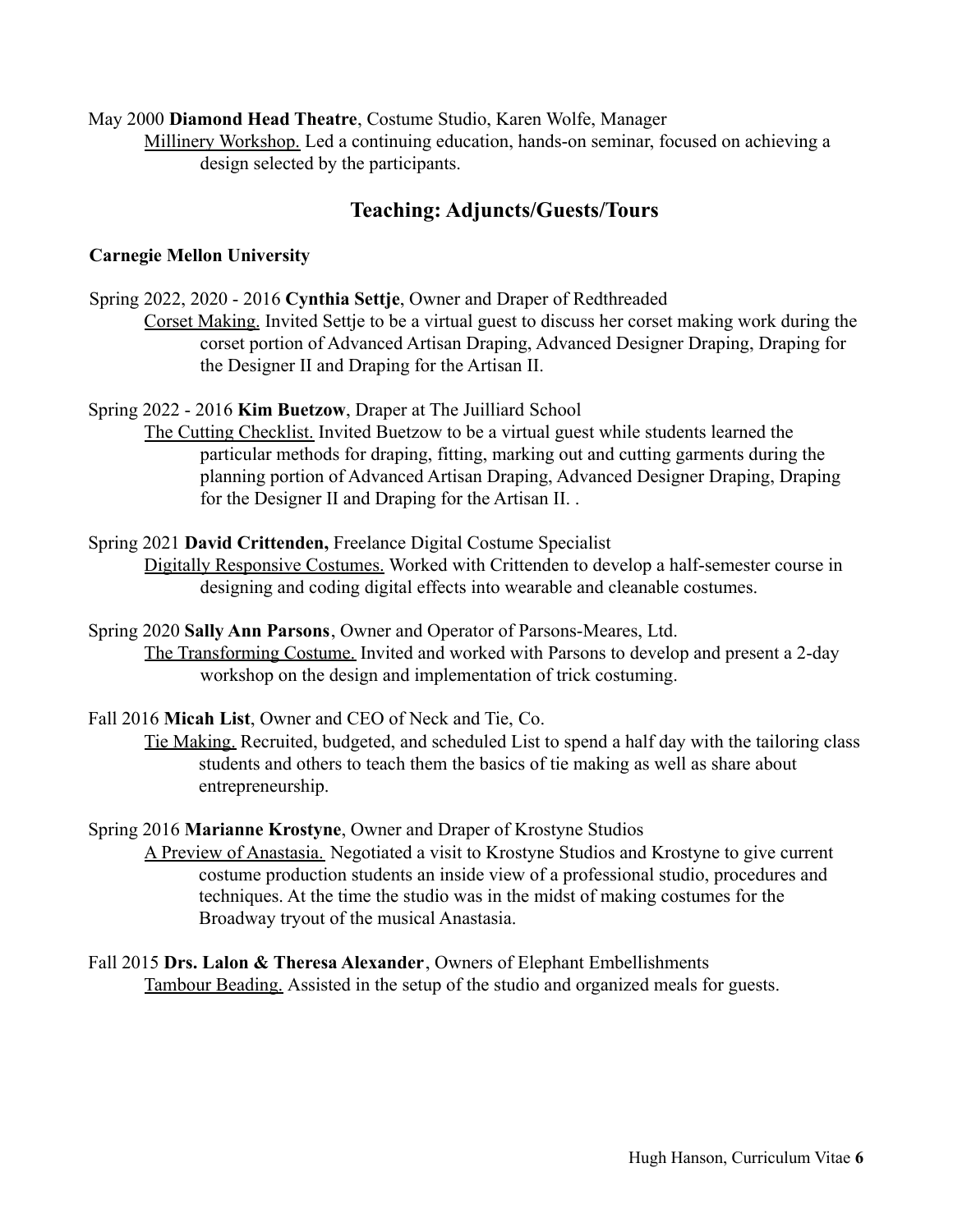May 2000 **Diamond Head Theatre**, Costume Studio, Karen Wolfe, Manager

Millinery Workshop. Led a continuing education, hands-on seminar, focused on achieving a design selected by the participants.

## Teaching: Adjuncts/Guests/Tours

**Carnegie Mellon University**

Spring 2022, 2020 - 2016 **Cynthia Settje**, Owner and Draper of Redthreaded

Corset Making. Invited Settje to be a virtual guest to discuss her corset making work during the corset portion of Advanced Artisan Draping, Advanced Designer Draping, Draping for the Designer II and Draping for the Artisan II.

Spring 2022 - 2016 **Kim Buetzow**, Draper at The Juilliard School

The Cutting Checklist. Invited Buetzow to be a virtual guest while students learned the particular methods for draping, fitting, marking out and cutting garments during the planning portion of Advanced Artisan Draping, Advanced Designer Draping, Draping for the Designer II and Draping for the Artisan II. .

Spring 2021 **David Crittenden,** Freelance Digital Costume Specialist

Digitally Responsive Costumes. Worked with Crittenden to develop a half-semester course in designing and coding digital effects into wearable and cleanable costumes.

Spring 2020 **Sally Ann Parsons**, Owner and Operator of Parsons-Meares, Ltd.

The Transforming Costume. Invited and worked with Parsons to develop and present a 2-day workshop on the design and implementation of trick costuming.

Fall 2016 **Micah List**, Owner and CEO of Neck and Tie, Co.

Tie Making. Recruited, budgeted, and scheduled List to spend a half day with the tailoring class students and others to teach them the basics of tie making as well as share about entrepreneurship.

Spring 2016 **Marianne Krostyne**, Owner and Draper of Krostyne Studios

A Preview of Anastasia. Negotiated a visit to Krostyne Studios and Krostyne to give current costume production students an inside view of a professional studio, procedures and techniques. At the time the studio was in the midst of making costumes for the Broadway tryout of the musical Anastasia.

Fall 2015 **Drs. Lalon & Theresa Alexander**, Owners of Elephant Embellishments

Tambour Beading. Assisted in the setup of the studio and organized meals for guests.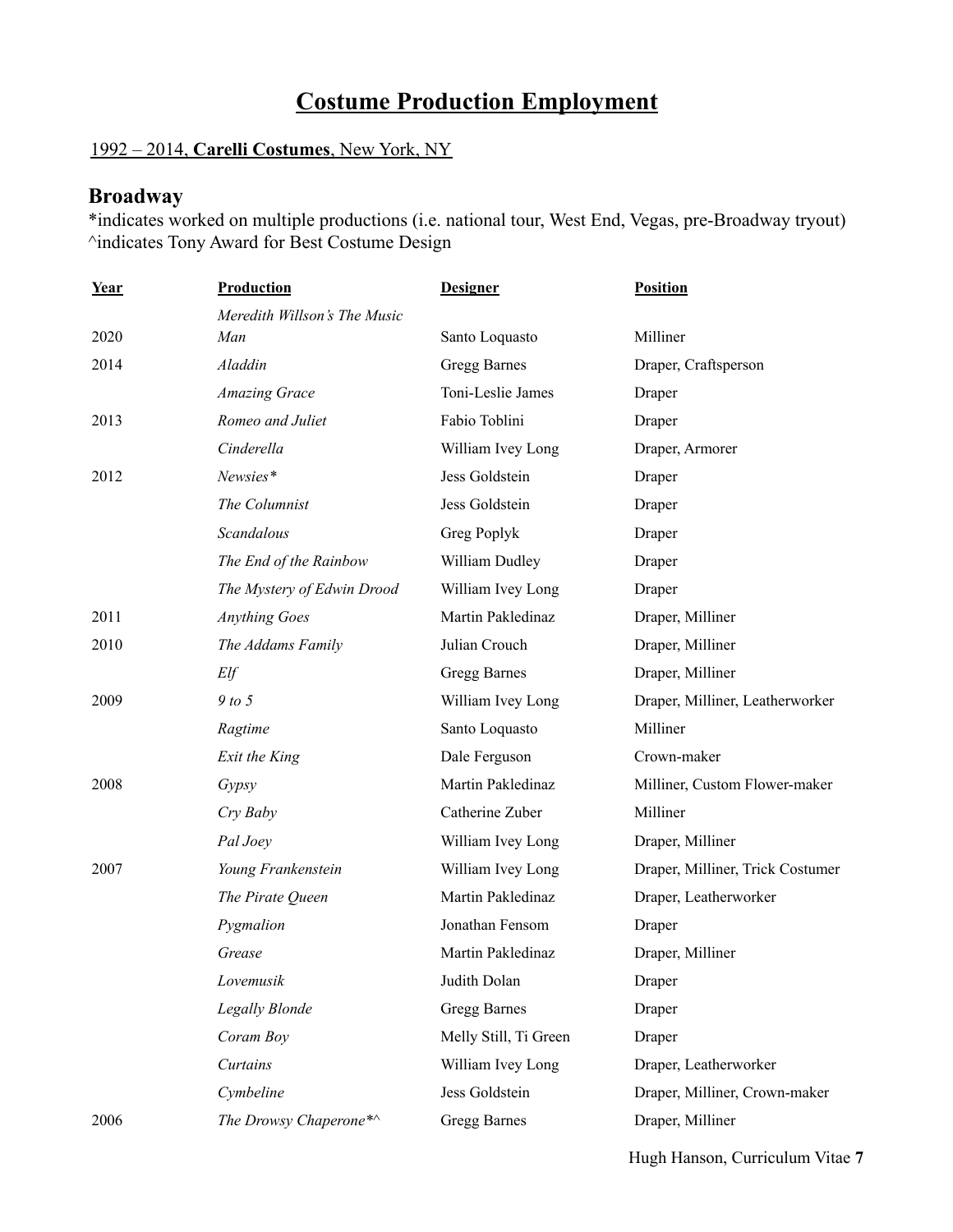# Costume Production Employment

1992 – 2014, **Carelli Costumes**, New York, NY

## Broadway

*indicates worked on multiple productions (i.e. national tour, West End, Vegas, pre-Broadway tryout)
^indicates Tony Award for Best Costume Design

| Year | Production | Designer | Position |
|---|---|---|---|
| 2020 | *Meredith Willson's The Music Man* | Santo Loquasto | Milliner |
| 2014 | *Aladdin* | Gregg Barnes | Draper, Craftsperson |
| | *Amazing Grace* | Toni-Leslie James | Draper |
| 2013 | *Romeo and Juliet* | Fabio Toblini | Draper |
| | *Cinderella* | William Ivey Long | Draper, Armorer |
| 2012 | *Newsies** | Jess Goldstein | Draper |
| | *The Columnist* | Jess Goldstein | Draper |
| | *Scandalous* | Greg Poplyk | Draper |
| | *The End of the Rainbow* | William Dudley | Draper |
| | *The Mystery of Edwin Drood* | William Ivey Long | Draper |
| 2011 | *Anything Goes* | Martin Pakledinaz | Draper, Milliner |
| 2010 | *The Addams Family* | Julian Crouch | Draper, Milliner |
| | *Elf* | Gregg Barnes | Draper, Milliner |
| 2009 | *9 to 5* | William Ivey Long | Draper, Milliner, Leatherworker |
| | *Ragtime* | Santo Loquasto | Milliner |
| | *Exit the King* | Dale Ferguson | Crown-maker |
| 2008 | *Gypsy* | Martin Pakledinaz | Milliner, Custom Flower-maker |
| | *Cry Baby* | Catherine Zuber | Milliner |
| | *Pal Joey* | William Ivey Long | Draper, Milliner |
| 2007 | *Young Frankenstein* | William Ivey Long | Draper, Milliner, Trick Costumer |
| | *The Pirate Queen* | Martin Pakledinaz | Draper, Leatherworker |
| | *Pygmalion* | Jonathan Fensom | Draper |
| | *Grease* | Martin Pakledinaz | Draper, Milliner |
| | *Lovemusik* | Judith Dolan | Draper |
| | *Legally Blonde* | Gregg Barnes | Draper |
| | *Coram Boy* | Melly Still, Ti Green | Draper |
| | *Curtains* | William Ivey Long | Draper, Leatherworker |
| | *Cymbeline* | Jess Goldstein | Draper, Milliner, Crown-maker |
| 2006 | *The Drowsy Chaperone*^* | Gregg Barnes | Draper, Milliner |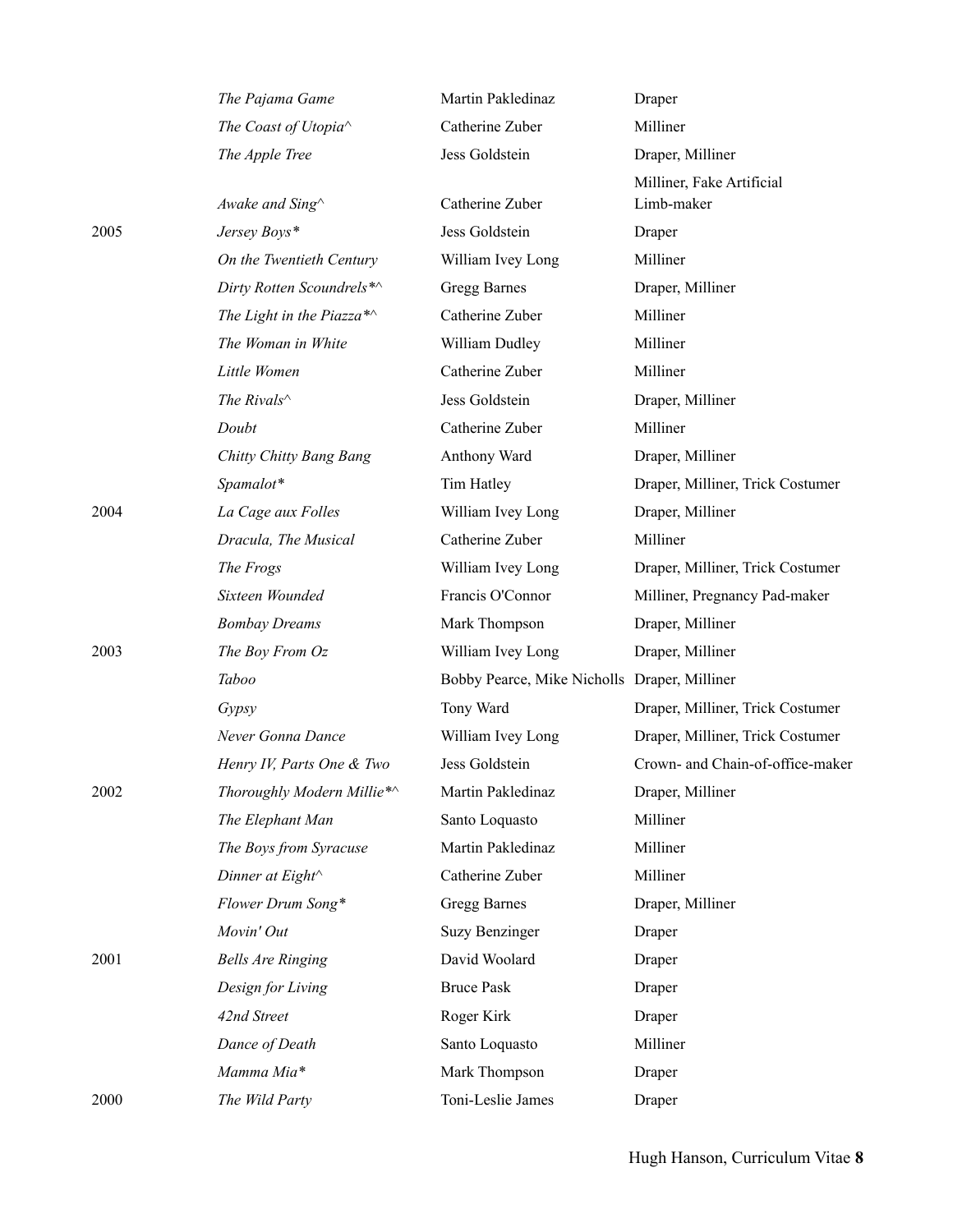| | | | |
|---|---|---|---|
| | *The Pajama Game* | Martin Pakledinaz | Draper |
| | *The Coast of Utopia^* | Catherine Zuber | Milliner |
| | *The Apple Tree* | Jess Goldstein | Draper, Milliner |
| | *Awake and Sing^* | Catherine Zuber | Milliner, Fake Artificial Limb-maker |
| 2005 | *Jersey Boys** | Jess Goldstein | Draper |
| | *On the Twentieth Century* | William Ivey Long | Milliner |
| | *Dirty Rotten Scoundrels*^* | Gregg Barnes | Draper, Milliner |
| | *The Light in the Piazza*^* | Catherine Zuber | Milliner |
| | *The Woman in White* | William Dudley | Milliner |
| | *Little Women* | Catherine Zuber | Milliner |
| | *The Rivals^* | Jess Goldstein | Draper, Milliner |
| | *Doubt* | Catherine Zuber | Milliner |
| | *Chitty Chitty Bang Bang* | Anthony Ward | Draper, Milliner |
| | *Spamalot** | Tim Hatley | Draper, Milliner, Trick Costumer |
| 2004 | *La Cage aux Folles* | William Ivey Long | Draper, Milliner |
| | *Dracula, The Musical* | Catherine Zuber | Milliner |
| | *The Frogs* | William Ivey Long | Draper, Milliner, Trick Costumer |
| | *Sixteen Wounded* | Francis O'Connor | Milliner, Pregnancy Pad-maker |
| | *Bombay Dreams* | Mark Thompson | Draper, Milliner |
| 2003 | *The Boy From Oz* | William Ivey Long | Draper, Milliner |
| | *Taboo* | Bobby Pearce, Mike Nicholls | Draper, Milliner |
| | *Gypsy* | Tony Ward | Draper, Milliner, Trick Costumer |
| | *Never Gonna Dance* | William Ivey Long | Draper, Milliner, Trick Costumer |
| | *Henry IV, Parts One & Two* | Jess Goldstein | Crown- and Chain-of-office-maker |
| 2002 | *Thoroughly Modern Millie*^* | Martin Pakledinaz | Draper, Milliner |
| | *The Elephant Man* | Santo Loquasto | Milliner |
| | *The Boys from Syracuse* | Martin Pakledinaz | Milliner |
| | *Dinner at Eight^* | Catherine Zuber | Milliner |
| | *Flower Drum Song** | Gregg Barnes | Draper, Milliner |
| | *Movin' Out* | Suzy Benzinger | Draper |
| 2001 | *Bells Are Ringing* | David Woolard | Draper |
| | *Design for Living* | Bruce Pask | Draper |
| | *42nd Street* | Roger Kirk | Draper |
| | *Dance of Death* | Santo Loquasto | Milliner |
| | *Mamma Mia** | Mark Thompson | Draper |
| 2000 | *The Wild Party* | Toni-Leslie James | Draper |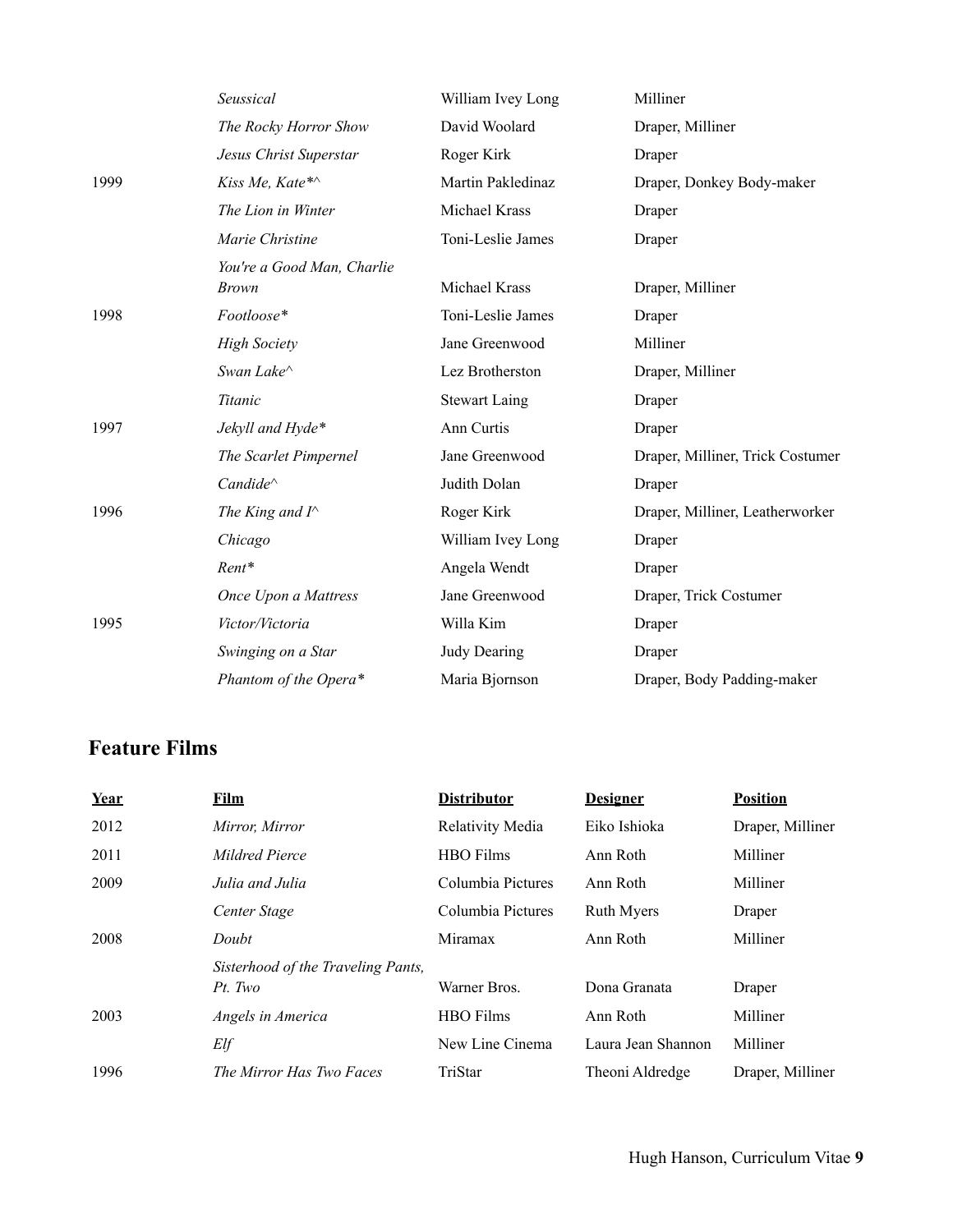| | | | |
|---|---|---|---|
| | *Seussical* | William Ivey Long | Milliner |
| | *The Rocky Horror Show* | David Woolard | Draper, Milliner |
| | *Jesus Christ Superstar* | Roger Kirk | Draper |
| 1999 | *Kiss Me, Kate*^* | Martin Pakledinaz | Draper, Donkey Body-maker |
| | *The Lion in Winter* | Michael Krass | Draper |
| | *Marie Christine* | Toni-Leslie James | Draper |
| | *You're a Good Man, Charlie Brown* | Michael Krass | Draper, Milliner |
| 1998 | *Footloose** | Toni-Leslie James | Draper |
| | *High Society* | Jane Greenwood | Milliner |
| | *Swan Lake^* | Lez Brotherston | Draper, Milliner |
| | *Titanic* | Stewart Laing | Draper |
| 1997 | *Jekyll and Hyde** | Ann Curtis | Draper |
| | *The Scarlet Pimpernel* | Jane Greenwood | Draper, Milliner, Trick Costumer |
| | *Candide^* | Judith Dolan | Draper |
| 1996 | *The King and I^* | Roger Kirk | Draper, Milliner, Leatherworker |
| | *Chicago* | William Ivey Long | Draper |
| | *Rent** | Angela Wendt | Draper |
| | *Once Upon a Mattress* | Jane Greenwood | Draper, Trick Costumer |
| 1995 | *Victor/Victoria* | Willa Kim | Draper |
| | *Swinging on a Star* | Judy Dearing | Draper |
| | *Phantom of the Opera** | Maria Bjornson | Draper, Body Padding-maker |

## Feature Films

| Year | Film | Distributor | Designer | Position |
|---|---|---|---|---|
| 2012 | *Mirror, Mirror* | Relativity Media | Eiko Ishioka | Draper, Milliner |
| 2011 | *Mildred Pierce* | HBO Films | Ann Roth | Milliner |
| 2009 | *Julia and Julia* | Columbia Pictures | Ann Roth | Milliner |
| | *Center Stage* | Columbia Pictures | Ruth Myers | Draper |
| 2008 | *Doubt* | Miramax | Ann Roth | Milliner |
| | *Sisterhood of the Traveling Pants, Pt. Two* | Warner Bros. | Dona Granata | Draper |
| 2003 | *Angels in America* | HBO Films | Ann Roth | Milliner |
| | *Elf* | New Line Cinema | Laura Jean Shannon | Milliner |
| 1996 | *The Mirror Has Two Faces* | TriStar | Theoni Aldredge | Draper, Milliner |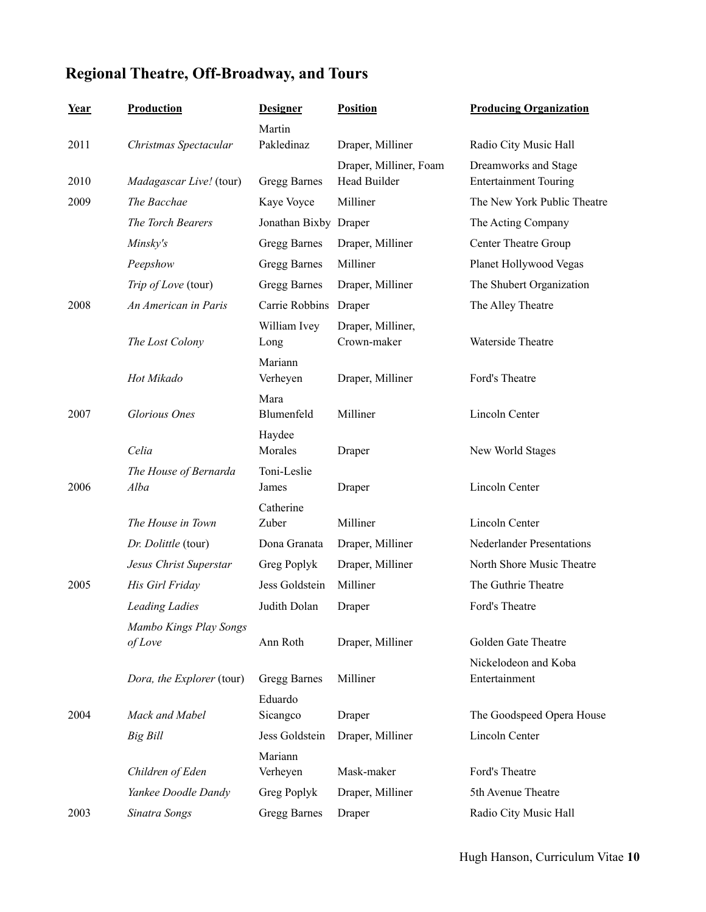## Regional Theatre, Off-Broadway, and Tours

| Year | Production | Designer | Position | Producing Organization |
|---|---|---|---|---|
| 2011 | *Christmas Spectacular* | Martin Pakledinaz | Draper, Milliner | Radio City Music Hall |
| 2010 | *Madagascar Live!* (tour) | Gregg Barnes | Draper, Milliner, Foam Head Builder | Dreamworks and Stage Entertainment Touring |
| 2009 | *The Bacchae* | Kaye Voyce | Milliner | The New York Public Theatre |
| | *The Torch Bearers* | Jonathan Bixby | Draper | The Acting Company |
| | *Minsky's* | Gregg Barnes | Draper, Milliner | Center Theatre Group |
| | *Peepshow* | Gregg Barnes | Milliner | Planet Hollywood Vegas |
| | *Trip of Love* (tour) | Gregg Barnes | Draper, Milliner | The Shubert Organization |
| 2008 | *An American in Paris* | Carrie Robbins | Draper | The Alley Theatre |
| | *The Lost Colony* | William Ivey Long | Draper, Milliner, Crown-maker | Waterside Theatre |
| | *Hot Mikado* | Mariann Verheyen | Draper, Milliner | Ford's Theatre |
| 2007 | *Glorious Ones* | Mara Blumenfeld | Milliner | Lincoln Center |
| | *Celia* | Haydee Morales | Draper | New World Stages |
| 2006 | *The House of Bernarda Alba* | Toni-Leslie James | Draper | Lincoln Center |
| | *The House in Town* | Catherine Zuber | Milliner | Lincoln Center |
| | *Dr. Dolittle* (tour) | Dona Granata | Draper, Milliner | Nederlander Presentations |
| | *Jesus Christ Superstar* | Greg Poplyk | Draper, Milliner | North Shore Music Theatre |
| 2005 | *His Girl Friday* | Jess Goldstein | Milliner | The Guthrie Theatre |
| | *Leading Ladies* | Judith Dolan | Draper | Ford's Theatre |
| | *Mambo Kings Play Songs of Love* | Ann Roth | Draper, Milliner | Golden Gate Theatre |
| | *Dora, the Explorer* (tour) | Gregg Barnes | Milliner | Nickelodeon and Koba Entertainment |
| 2004 | *Mack and Mabel* | Eduardo Sicangco | Draper | The Goodspeed Opera House |
| | *Big Bill* | Jess Goldstein | Draper, Milliner | Lincoln Center |
| | *Children of Eden* | Mariann Verheyen | Mask-maker | Ford's Theatre |
| | *Yankee Doodle Dandy* | Greg Poplyk | Draper, Milliner | 5th Avenue Theatre |
| 2003 | *Sinatra Songs* | Gregg Barnes | Draper | Radio City Music Hall |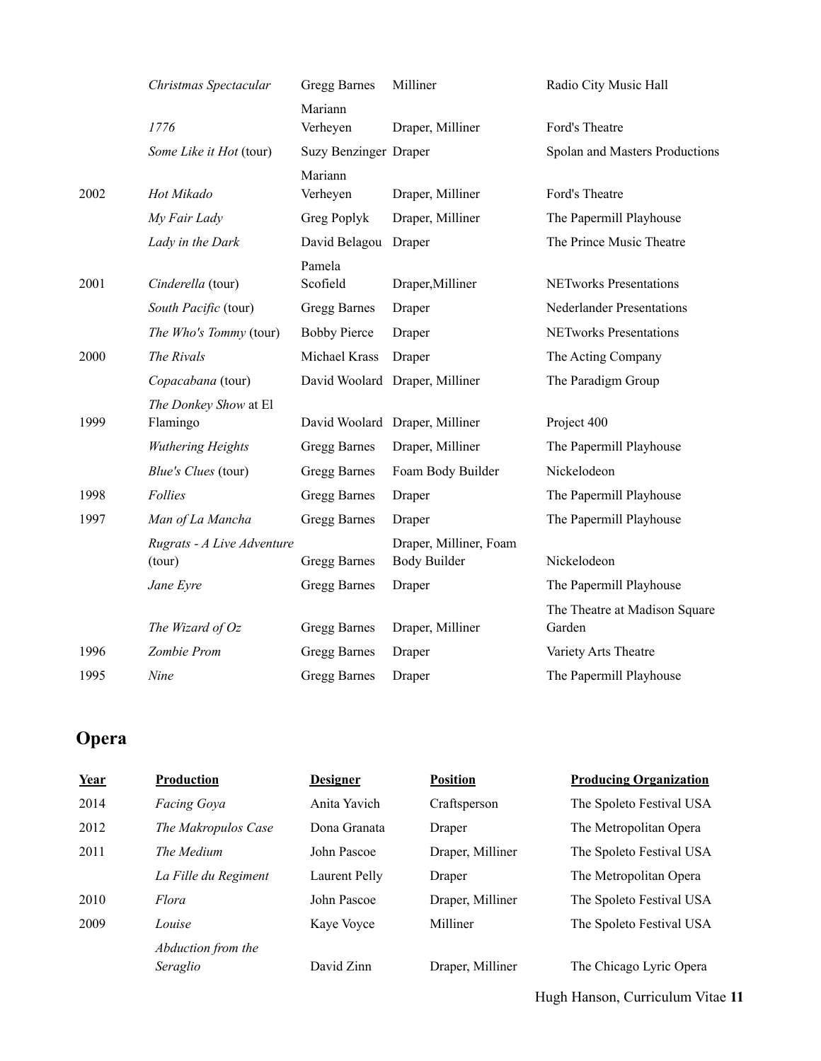| | | | | |
|---|---|---|---|---|
| | *Christmas Spectacular* | Gregg Barnes | Milliner | Radio City Music Hall |
| | *1776* | Mariann Verheyen | Draper, Milliner | Ford's Theatre |
| | *Some Like it Hot* (tour) | Suzy Benzinger | Draper | Spolan and Masters Productions |
| 2002 | *Hot Mikado* | Mariann Verheyen | Draper, Milliner | Ford's Theatre |
| | *My Fair Lady* | Greg Poplyk | Draper, Milliner | The Papermill Playhouse |
| | *Lady in the Dark* | David Belagou | Draper | The Prince Music Theatre |
| 2001 | *Cinderella* (tour) | Pamela Scofield | Draper,Milliner | NETworks Presentations |
| | *South Pacific* (tour) | Gregg Barnes | Draper | Nederlander Presentations |
| | *The Who's Tommy* (tour) | Bobby Pierce | Draper | NETworks Presentations |
| 2000 | *The Rivals* | Michael Krass | Draper | The Acting Company |
| | *Copacabana* (tour) | David Woolard | Draper, Milliner | The Paradigm Group |
| 1999 | *The Donkey Show* at El Flamingo | David Woolard | Draper, Milliner | Project 400 |
| | *Wuthering Heights* | Gregg Barnes | Draper, Milliner | The Papermill Playhouse |
| | *Blue's Clues* (tour) | Gregg Barnes | Foam Body Builder | Nickelodeon |
| 1998 | *Follies* | Gregg Barnes | Draper | The Papermill Playhouse |
| 1997 | *Man of La Mancha* | Gregg Barnes | Draper | The Papermill Playhouse |
| | *Rugrats - A Live Adventure* (tour) | Gregg Barnes | Draper, Milliner, Foam Body Builder | Nickelodeon |
| | *Jane Eyre* | Gregg Barnes | Draper | The Papermill Playhouse |
| | *The Wizard of Oz* | Gregg Barnes | Draper, Milliner | The Theatre at Madison Square Garden |
| 1996 | *Zombie Prom* | Gregg Barnes | Draper | Variety Arts Theatre |
| 1995 | *Nine* | Gregg Barnes | Draper | The Papermill Playhouse |

## Opera

| Year | Production | Designer | Position | Producing Organization |
|---|---|---|---|---|
| 2014 | *Facing Goya* | Anita Yavich | Craftsperson | The Spoleto Festival USA |
| 2012 | *The Makropulos Case* | Dona Granata | Draper | The Metropolitan Opera |
| 2011 | *The Medium* | John Pascoe | Draper, Milliner | The Spoleto Festival USA |
| | *La Fille du Regiment* | Laurent Pelly | Draper | The Metropolitan Opera |
| 2010 | *Flora* | John Pascoe | Draper, Milliner | The Spoleto Festival USA |
| 2009 | *Louise* | Kaye Voyce | Milliner | The Spoleto Festival USA |
| | *Abduction from the Seraglio* | David Zinn | Draper, Milliner | The Chicago Lyric Opera |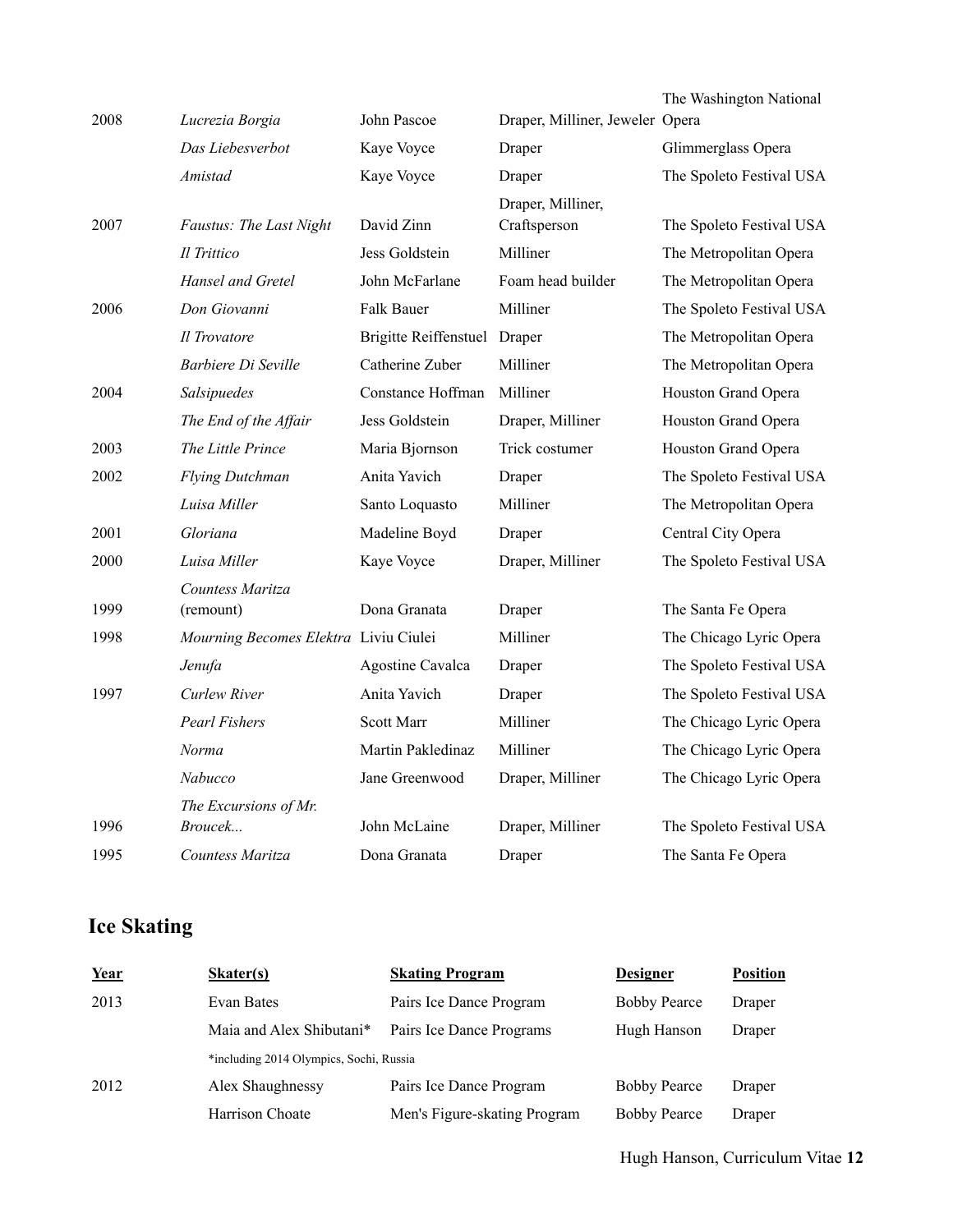| | | | | |
|---|---|---|---|---|
| 2008 | *Lucrezia Borgia* | John Pascoe | Draper, Milliner, Jeweler | The Washington National Opera |
| | *Das Liebesverbot* | Kaye Voyce | Draper | Glimmerglass Opera |
| | *Amistad* | Kaye Voyce | Draper | The Spoleto Festival USA |
| 2007 | *Faustus: The Last Night* | David Zinn | Draper, Milliner, Craftsperson | The Spoleto Festival USA |
| | *Il Trittico* | Jess Goldstein | Milliner | The Metropolitan Opera |
| | *Hansel and Gretel* | John McFarlane | Foam head builder | The Metropolitan Opera |
| 2006 | *Don Giovanni* | Falk Bauer | Milliner | The Spoleto Festival USA |
| | *Il Trovatore* | Brigitte Reiffenstuel | Draper | The Metropolitan Opera |
| | *Barbiere Di Seville* | Catherine Zuber | Milliner | The Metropolitan Opera |
| 2004 | *Salsipuedes* | Constance Hoffman | Milliner | Houston Grand Opera |
| | *The End of the Affair* | Jess Goldstein | Draper, Milliner | Houston Grand Opera |
| 2003 | *The Little Prince* | Maria Bjornson | Trick costumer | Houston Grand Opera |
| 2002 | *Flying Dutchman* | Anita Yavich | Draper | The Spoleto Festival USA |
| | *Luisa Miller* | Santo Loquasto | Milliner | The Metropolitan Opera |
| 2001 | *Gloriana* | Madeline Boyd | Draper | Central City Opera |
| 2000 | *Luisa Miller* | Kaye Voyce | Draper, Milliner | The Spoleto Festival USA |
| 1999 | *Countess Maritza* (remount) | Dona Granata | Draper | The Santa Fe Opera |
| 1998 | *Mourning Becomes Elektra* | Liviu Ciulei | Milliner | The Chicago Lyric Opera |
| | *Jenufa* | Agostine Cavalca | Draper | The Spoleto Festival USA |
| 1997 | *Curlew River* | Anita Yavich | Draper | The Spoleto Festival USA |
| | *Pearl Fishers* | Scott Marr | Milliner | The Chicago Lyric Opera |
| | *Norma* | Martin Pakledinaz | Milliner | The Chicago Lyric Opera |
| | *Nabucco* | Jane Greenwood | Draper, Milliner | The Chicago Lyric Opera |
| 1996 | *The Excursions of Mr. Broucek...* | John McLaine | Draper, Milliner | The Spoleto Festival USA |
| 1995 | *Countess Maritza* | Dona Granata | Draper | The Santa Fe Opera |

## Ice Skating

| **Year** | **Skater(s)** | **Skating Program** | **Designer** | **Position** |
|---|---|---|---|---|
| 2013 | Evan Bates | Pairs Ice Dance Program | Bobby Pearce | Draper |
| | Maia and Alex Shibutani* | Pairs Ice Dance Programs | Hugh Hanson | Draper |
| | *including 2014 Olympics, Sochi, Russia | | | |
| 2012 | Alex Shaughnessy | Pairs Ice Dance Program | Bobby Pearce | Draper |
| | Harrison Choate | Men's Figure-skating Program | Bobby Pearce | Draper |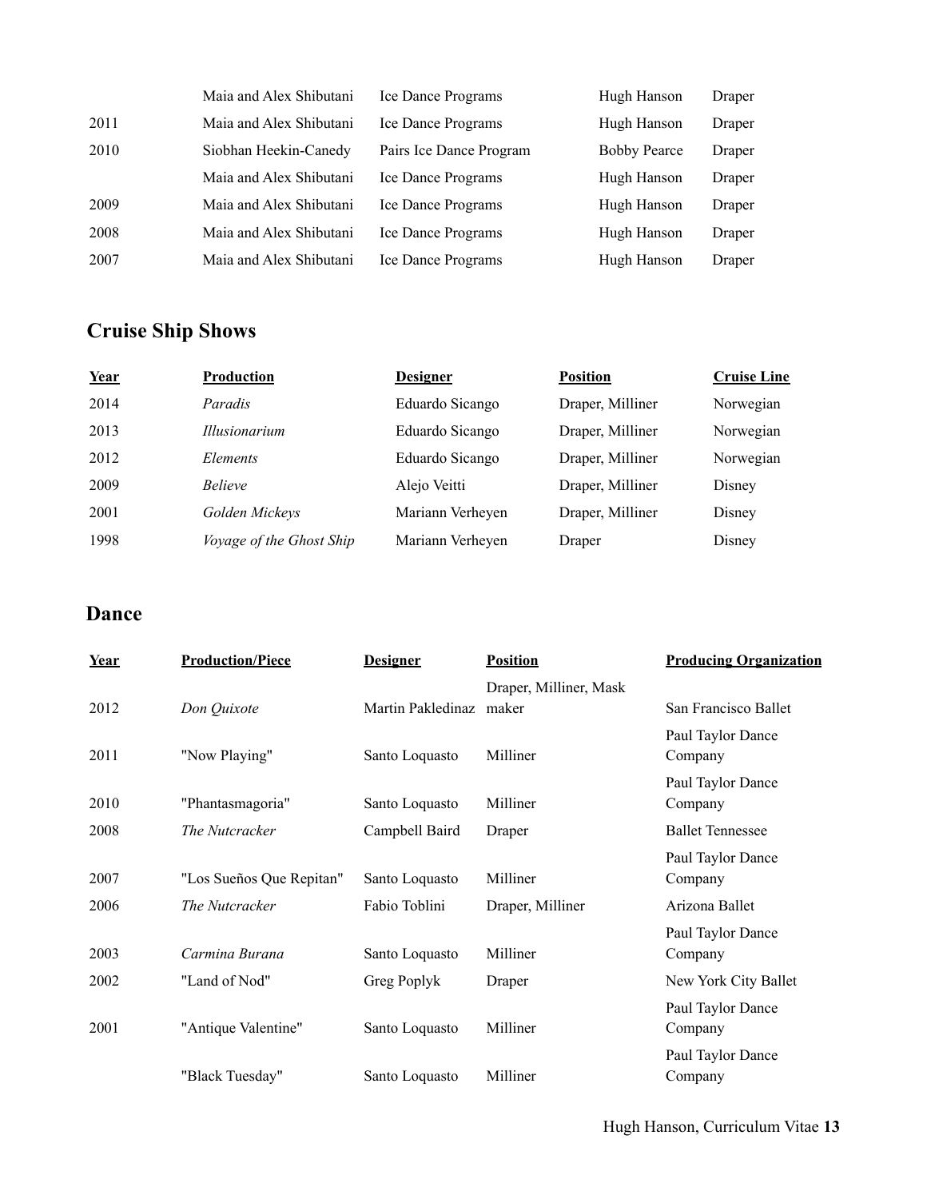| | | | | |
|---|---|---|---|---|
| | Maia and Alex Shibutani | Ice Dance Programs | Hugh Hanson | Draper |
| 2011 | Maia and Alex Shibutani | Ice Dance Programs | Hugh Hanson | Draper |
| 2010 | Siobhan Heekin-Canedy | Pairs Ice Dance Program | Bobby Pearce | Draper |
| | Maia and Alex Shibutani | Ice Dance Programs | Hugh Hanson | Draper |
| 2009 | Maia and Alex Shibutani | Ice Dance Programs | Hugh Hanson | Draper |
| 2008 | Maia and Alex Shibutani | Ice Dance Programs | Hugh Hanson | Draper |
| 2007 | Maia and Alex Shibutani | Ice Dance Programs | Hugh Hanson | Draper |

## Cruise Ship Shows

| Year | Production | Designer | Position | Cruise Line |
|---|---|---|---|---|
| 2014 | *Paradis* | Eduardo Sicango | Draper, Milliner | Norwegian |
| 2013 | *Illusionarium* | Eduardo Sicango | Draper, Milliner | Norwegian |
| 2012 | *Elements* | Eduardo Sicango | Draper, Milliner | Norwegian |
| 2009 | *Believe* | Alejo Veitti | Draper, Milliner | Disney |
| 2001 | *Golden Mickeys* | Mariann Verheyen | Draper, Milliner | Disney |
| 1998 | *Voyage of the Ghost Ship* | Mariann Verheyen | Draper | Disney |

## Dance

| Year | Production/Piece | Designer | Position | Producing Organization |
|---|---|---|---|---|
| 2012 | *Don Quixote* | Martin Pakledinaz | Draper, Milliner, Mask maker | San Francisco Ballet |
| 2011 | "Now Playing" | Santo Loquasto | Milliner | Paul Taylor Dance Company |
| 2010 | "Phantasmagoria" | Santo Loquasto | Milliner | Paul Taylor Dance Company |
| 2008 | *The Nutcracker* | Campbell Baird | Draper | Ballet Tennessee |
| 2007 | "Los Sueños Que Repitan" | Santo Loquasto | Milliner | Paul Taylor Dance Company |
| 2006 | *The Nutcracker* | Fabio Toblini | Draper, Milliner | Arizona Ballet |
| 2003 | *Carmina Burana* | Santo Loquasto | Milliner | Paul Taylor Dance Company |
| 2002 | "Land of Nod" | Greg Poplyk | Draper | New York City Ballet |
| 2001 | "Antique Valentine" | Santo Loquasto | Milliner | Paul Taylor Dance Company |
| | "Black Tuesday" | Santo Loquasto | Milliner | Paul Taylor Dance Company |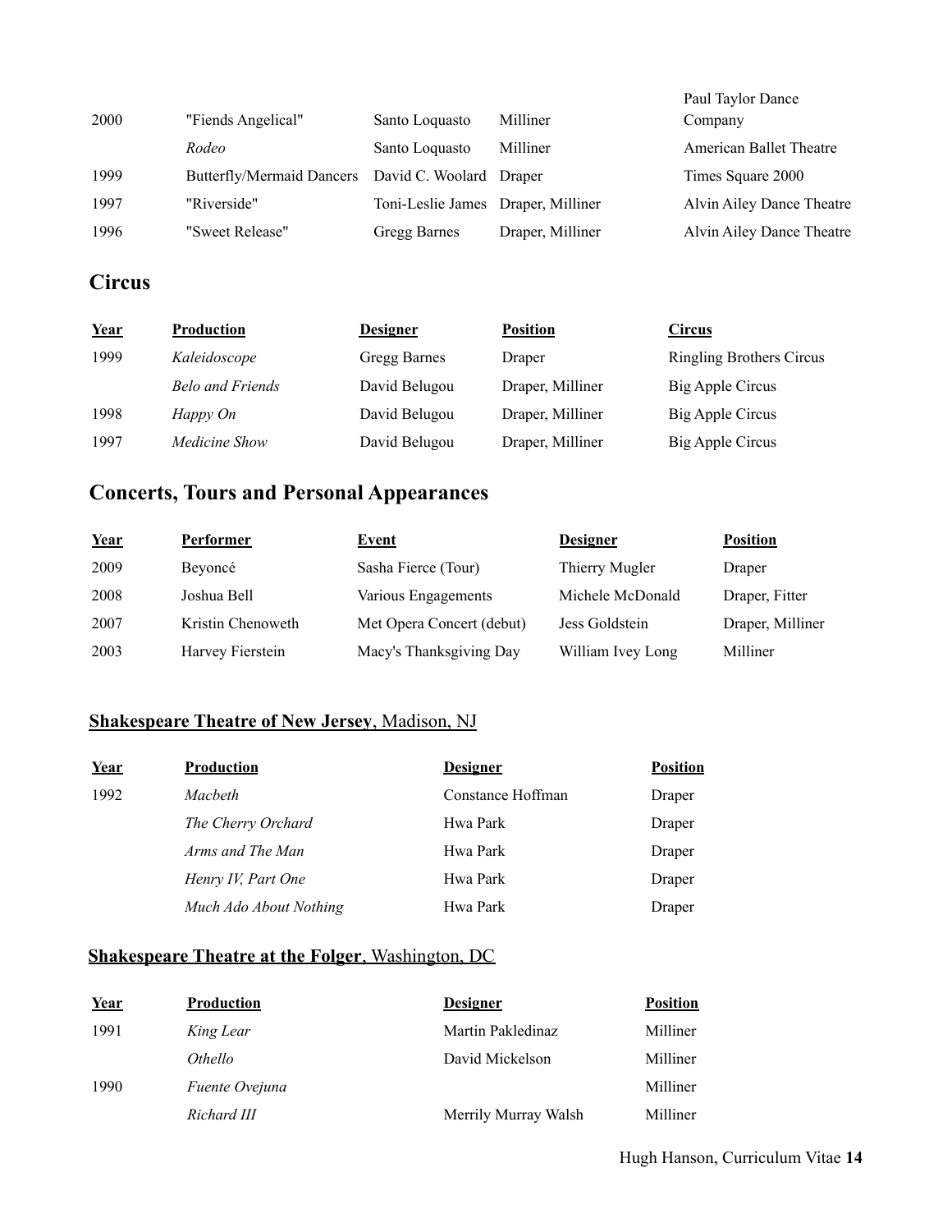| | | | | |
|---|---|---|---|---|
| 2000 | "Fiends Angelical" | Santo Loquasto | Milliner | Paul Taylor Dance Company |
| | *Rodeo* | Santo Loquasto | Milliner | American Ballet Theatre |
| 1999 | Butterfly/Mermaid Dancers | David C. Woolard | Draper | Times Square 2000 |
| 1997 | "Riverside" | Toni-Leslie James | Draper, Milliner | Alvin Ailey Dance Theatre |
| 1996 | "Sweet Release" | Gregg Barnes | Draper, Milliner | Alvin Ailey Dance Theatre |

## Circus

| Year | Production | Designer | Position | Circus |
|---|---|---|---|---|
| 1999 | *Kaleidoscope* | Gregg Barnes | Draper | Ringling Brothers Circus |
| | *Belo and Friends* | David Belugou | Draper, Milliner | Big Apple Circus |
| 1998 | *Happy On* | David Belugou | Draper, Milliner | Big Apple Circus |
| 1997 | *Medicine Show* | David Belugou | Draper, Milliner | Big Apple Circus |

## Concerts, Tours and Personal Appearances

| Year | Performer | Event | Designer | Position |
|---|---|---|---|---|
| 2009 | Beyoncé | Sasha Fierce (Tour) | Thierry Mugler | Draper |
| 2008 | Joshua Bell | Various Engagements | Michele McDonald | Draper, Fitter |
| 2007 | Kristin Chenoweth | Met Opera Concert (debut) | Jess Goldstein | Draper, Milliner |
| 2003 | Harvey Fierstein | Macy's Thanksgiving Day | William Ivey Long | Milliner |

### **Shakespeare Theatre of New Jersey**, Madison, NJ

| Year | Production | Designer | Position |
|---|---|---|---|
| 1992 | *Macbeth* | Constance Hoffman | Draper |
| | *The Cherry Orchard* | Hwa Park | Draper |
| | *Arms and The Man* | Hwa Park | Draper |
| | *Henry IV, Part One* | Hwa Park | Draper |
| | *Much Ado About Nothing* | Hwa Park | Draper |

### **Shakespeare Theatre at the Folger**, Washington, DC

| Year | Production | Designer | Position |
|---|---|---|---|
| 1991 | *King Lear* | Martin Pakledinaz | Milliner |
| | *Othello* | David Mickelson | Milliner |
| 1990 | *Fuente Ovejuna* | | Milliner |
| | *Richard III* | Merrily Murray Walsh | Milliner |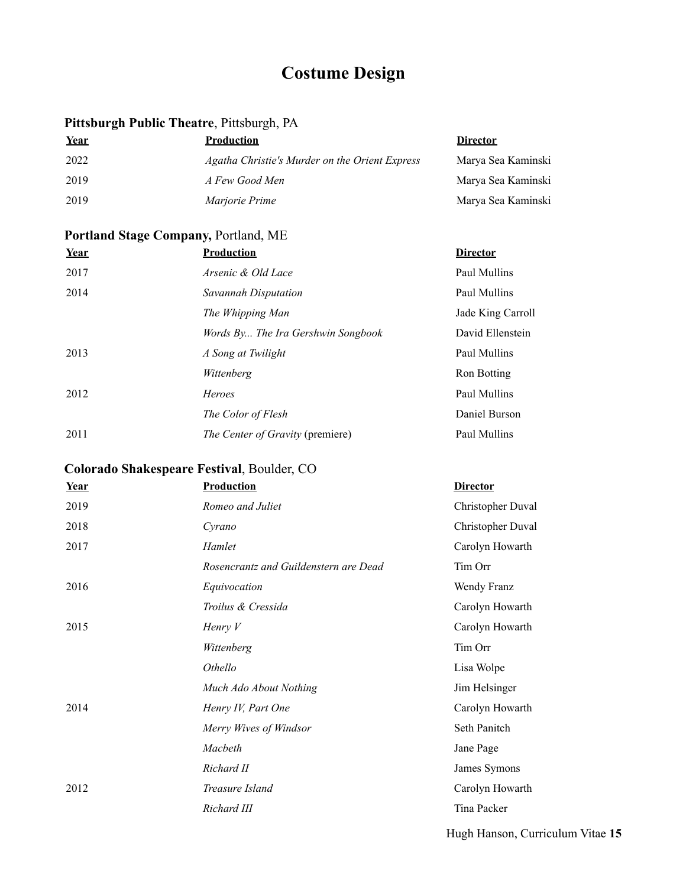# Costume Design

**Pittsburgh Public Theatre**, Pittsburgh, PA

| Year | Production | Director |
|---|---|---|
| 2022 | *Agatha Christie's Murder on the Orient Express* | Marya Sea Kaminski |
| 2019 | *A Few Good Men* | Marya Sea Kaminski |
| 2019 | *Marjorie Prime* | Marya Sea Kaminski |

**Portland Stage Company,** Portland, ME

| Year | Production | Director |
|---|---|---|
| 2017 | *Arsenic & Old Lace* | Paul Mullins |
| 2014 | *Savannah Disputation* | Paul Mullins |
| | *The Whipping Man* | Jade King Carroll |
| | *Words By... The Ira Gershwin Songbook* | David Ellenstein |
| 2013 | *A Song at Twilight* | Paul Mullins |
| | *Wittenberg* | Ron Botting |
| 2012 | *Heroes* | Paul Mullins |
| | *The Color of Flesh* | Daniel Burson |
| 2011 | *The Center of Gravity* (premiere) | Paul Mullins |

**Colorado Shakespeare Festival**, Boulder, CO

| Year | Production | Director |
|---|---|---|
| 2019 | *Romeo and Juliet* | Christopher Duval |
| 2018 | *Cyrano* | Christopher Duval |
| 2017 | *Hamlet* | Carolyn Howarth |
| | *Rosencrantz and Guildenstern are Dead* | Tim Orr |
| 2016 | *Equivocation* | Wendy Franz |
| | *Troilus & Cressida* | Carolyn Howarth |
| 2015 | *Henry V* | Carolyn Howarth |
| | *Wittenberg* | Tim Orr |
| | *Othello* | Lisa Wolpe |
| | *Much Ado About Nothing* | Jim Helsinger |
| 2014 | *Henry IV, Part One* | Carolyn Howarth |
| | *Merry Wives of Windsor* | Seth Panitch |
| | *Macbeth* | Jane Page |
| | *Richard II* | James Symons |
| 2012 | *Treasure Island* | Carolyn Howarth |
| | *Richard III* | Tina Packer |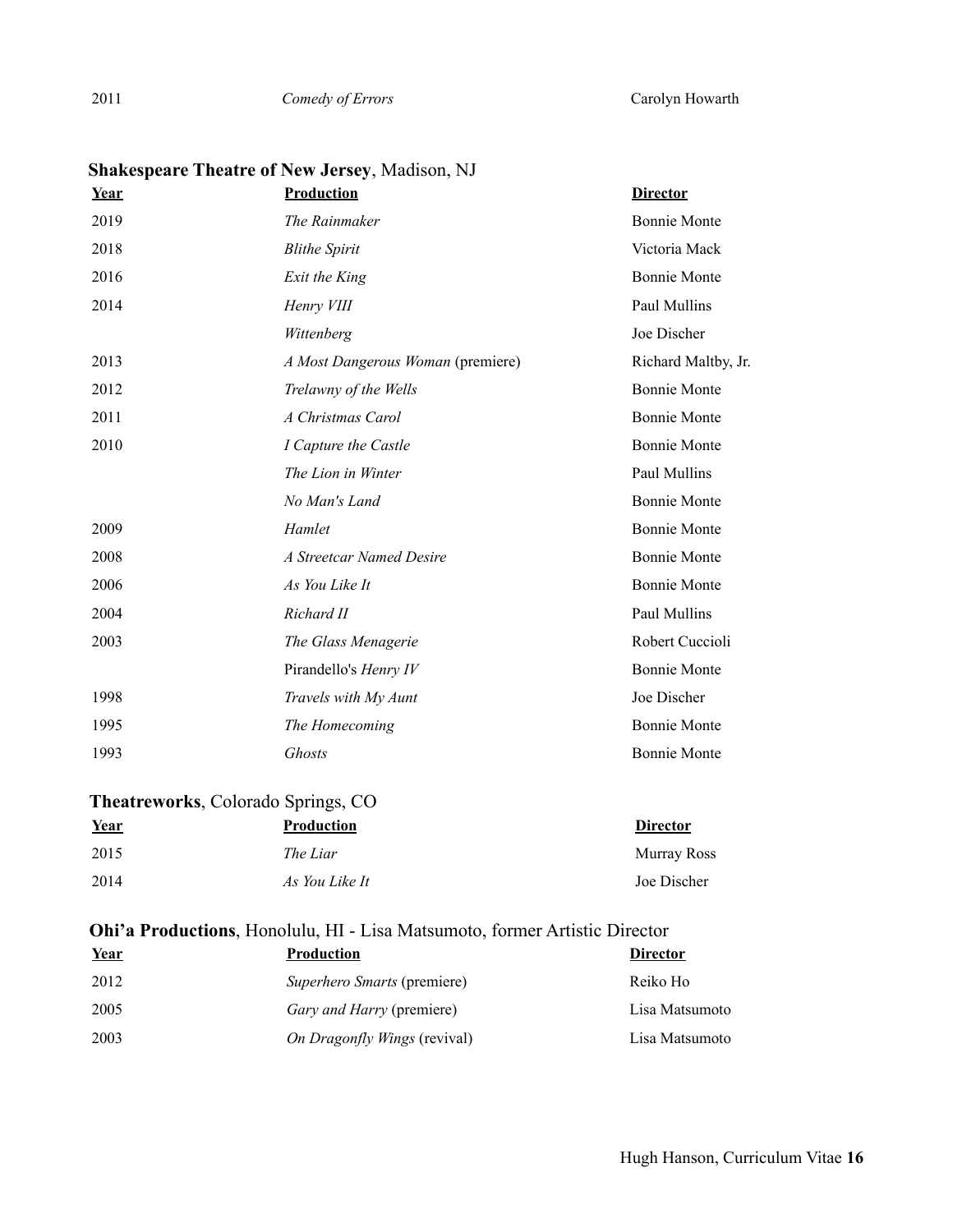| | | |
|---|---|---|
| 2011 | *Comedy of Errors* | Carolyn Howarth |

**Shakespeare Theatre of New Jersey**, Madison, NJ

| Year | Production | Director |
|---|---|---|
| 2019 | *The Rainmaker* | Bonnie Monte |
| 2018 | *Blithe Spirit* | Victoria Mack |
| 2016 | *Exit the King* | Bonnie Monte |
| 2014 | *Henry VIII* | Paul Mullins |
| | *Wittenberg* | Joe Discher |
| 2013 | *A Most Dangerous Woman* (premiere) | Richard Maltby, Jr. |
| 2012 | *Trelawny of the Wells* | Bonnie Monte |
| 2011 | *A Christmas Carol* | Bonnie Monte |
| 2010 | *I Capture the Castle* | Bonnie Monte |
| | *The Lion in Winter* | Paul Mullins |
| | *No Man's Land* | Bonnie Monte |
| 2009 | *Hamlet* | Bonnie Monte |
| 2008 | *A Streetcar Named Desire* | Bonnie Monte |
| 2006 | *As You Like It* | Bonnie Monte |
| 2004 | *Richard II* | Paul Mullins |
| 2003 | *The Glass Menagerie* | Robert Cuccioli |
| | Pirandello's *Henry IV* | Bonnie Monte |
| 1998 | *Travels with My Aunt* | Joe Discher |
| 1995 | *The Homecoming* | Bonnie Monte |
| 1993 | *Ghosts* | Bonnie Monte |

**Theatreworks**, Colorado Springs, CO

| Year | Production | Director |
|---|---|---|
| 2015 | *The Liar* | Murray Ross |
| 2014 | *As You Like It* | Joe Discher |

**Ohi'a Productions**, Honolulu, HI - Lisa Matsumoto, former Artistic Director

| Year | Production | Director |
|---|---|---|
| 2012 | *Superhero Smarts* (premiere) | Reiko Ho |
| 2005 | *Gary and Harry* (premiere) | Lisa Matsumoto |
| 2003 | *On Dragonfly Wings* (revival) | Lisa Matsumoto |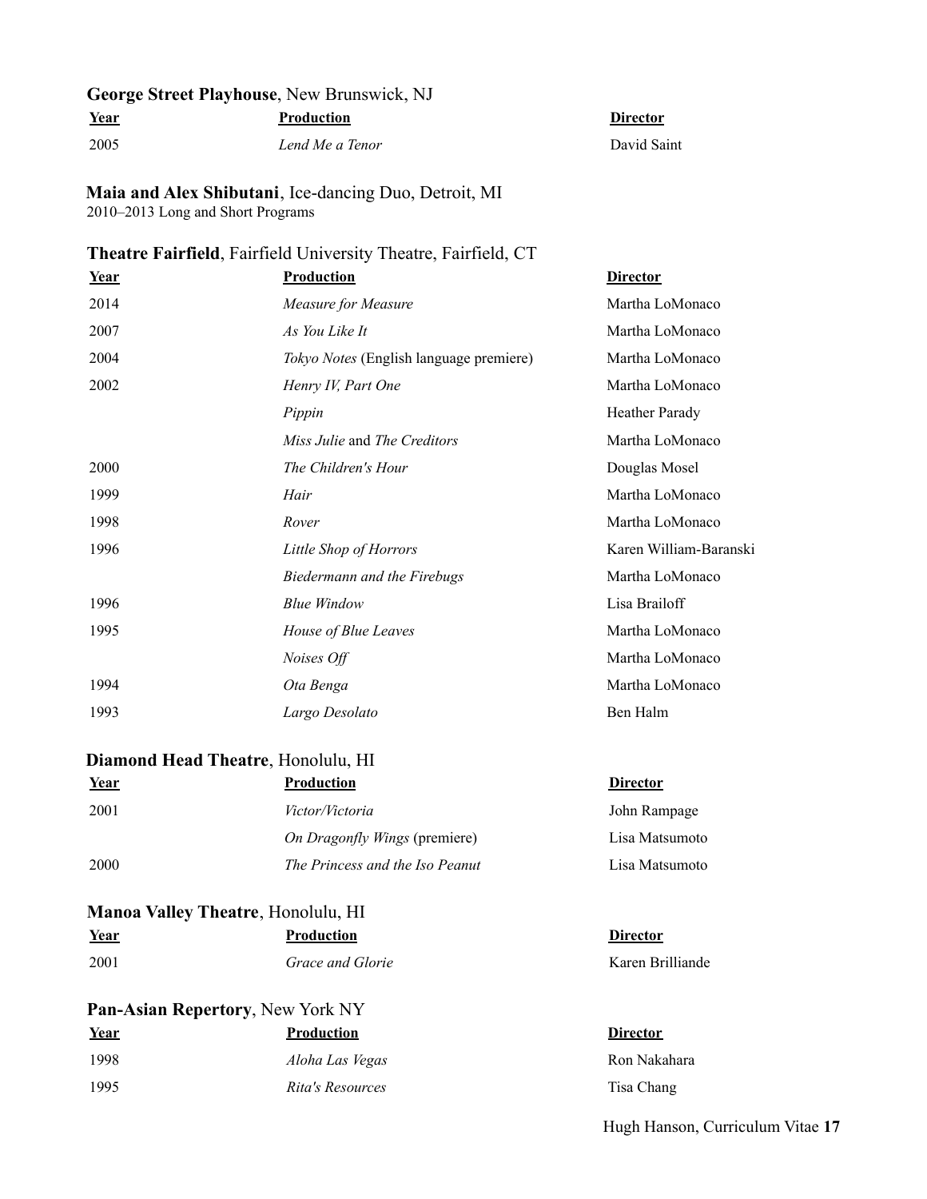**George Street Playhouse**, New Brunswick, NJ

| Year | Production | Director |
| --- | --- | --- |
| 2005 | *Lend Me a Tenor* | David Saint |

**Maia and Alex Shibutani**, Ice-dancing Duo, Detroit, MI
2010–2013 Long and Short Programs

**Theatre Fairfield**, Fairfield University Theatre, Fairfield, CT

| Year | Production | Director |
| --- | --- | --- |
| 2014 | *Measure for Measure* | Martha LoMonaco |
| 2007 | *As You Like It* | Martha LoMonaco |
| 2004 | *Tokyo Notes* (English language premiere) | Martha LoMonaco |
| 2002 | *Henry IV, Part One* | Martha LoMonaco |
| | *Pippin* | Heather Parady |
| | *Miss Julie* and *The Creditors* | Martha LoMonaco |
| 2000 | *The Children's Hour* | Douglas Mosel |
| 1999 | *Hair* | Martha LoMonaco |
| 1998 | *Rover* | Martha LoMonaco |
| 1996 | *Little Shop of Horrors* | Karen William-Baranski |
| | *Biedermann and the Firebugs* | Martha LoMonaco |
| 1996 | *Blue Window* | Lisa Brailoff |
| 1995 | *House of Blue Leaves* | Martha LoMonaco |
| | *Noises Off* | Martha LoMonaco |
| 1994 | *Ota Benga* | Martha LoMonaco |
| 1993 | *Largo Desolato* | Ben Halm |

**Diamond Head Theatre**, Honolulu, HI

| Year | Production | Director |
| --- | --- | --- |
| 2001 | *Victor/Victoria* | John Rampage |
| | *On Dragonfly Wings* (premiere) | Lisa Matsumoto |
| 2000 | *The Princess and the Iso Peanut* | Lisa Matsumoto |

**Manoa Valley Theatre**, Honolulu, HI

| Year | Production | Director |
| --- | --- | --- |
| 2001 | *Grace and Glorie* | Karen Brilliande |

**Pan-Asian Repertory**, New York NY

| Year | Production | Director |
| --- | --- | --- |
| 1998 | *Aloha Las Vegas* | Ron Nakahara |
| 1995 | *Rita's Resources* | Tisa Chang |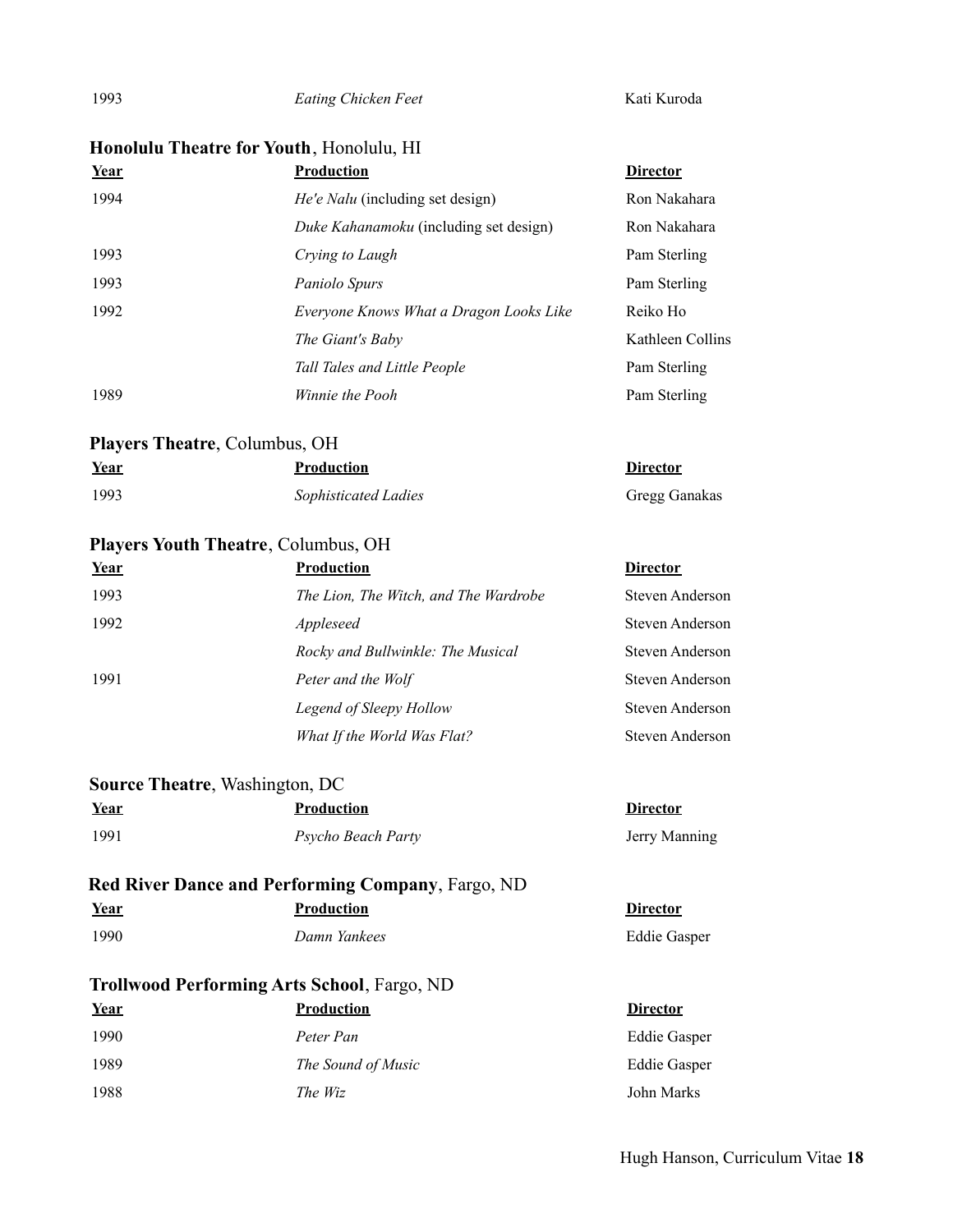| | | |
|---|---|---|
| 1993 | *Eating Chicken Feet* | Kati Kuroda |

**Honolulu Theatre for Youth**, Honolulu, HI

| Year | Production | Director |
|---|---|---|
| 1994 | *He'e Nalu* (including set design) | Ron Nakahara |
| | *Duke Kahanamoku* (including set design) | Ron Nakahara |
| 1993 | *Crying to Laugh* | Pam Sterling |
| 1993 | *Paniolo Spurs* | Pam Sterling |
| 1992 | *Everyone Knows What a Dragon Looks Like* | Reiko Ho |
| | *The Giant's Baby* | Kathleen Collins |
| | *Tall Tales and Little People* | Pam Sterling |
| 1989 | *Winnie the Pooh* | Pam Sterling |

**Players Theatre**, Columbus, OH

| Year | Production | Director |
|---|---|---|
| 1993 | *Sophisticated Ladies* | Gregg Ganakas |

**Players Youth Theatre**, Columbus, OH

| Year | Production | Director |
|---|---|---|
| 1993 | *The Lion, The Witch, and The Wardrobe* | Steven Anderson |
| 1992 | *Appleseed* | Steven Anderson |
| | *Rocky and Bullwinkle: The Musical* | Steven Anderson |
| 1991 | *Peter and the Wolf* | Steven Anderson |
| | *Legend of Sleepy Hollow* | Steven Anderson |
| | *What If the World Was Flat?* | Steven Anderson |

**Source Theatre**, Washington, DC

| Year | Production | Director |
|---|---|---|
| 1991 | *Psycho Beach Party* | Jerry Manning |

**Red River Dance and Performing Company**, Fargo, ND

| Year | Production | Director |
|---|---|---|
| 1990 | *Damn Yankees* | Eddie Gasper |

**Trollwood Performing Arts School**, Fargo, ND

| Year | Production | Director |
|---|---|---|
| 1990 | *Peter Pan* | Eddie Gasper |
| 1989 | *The Sound of Music* | Eddie Gasper |
| 1988 | *The Wiz* | John Marks |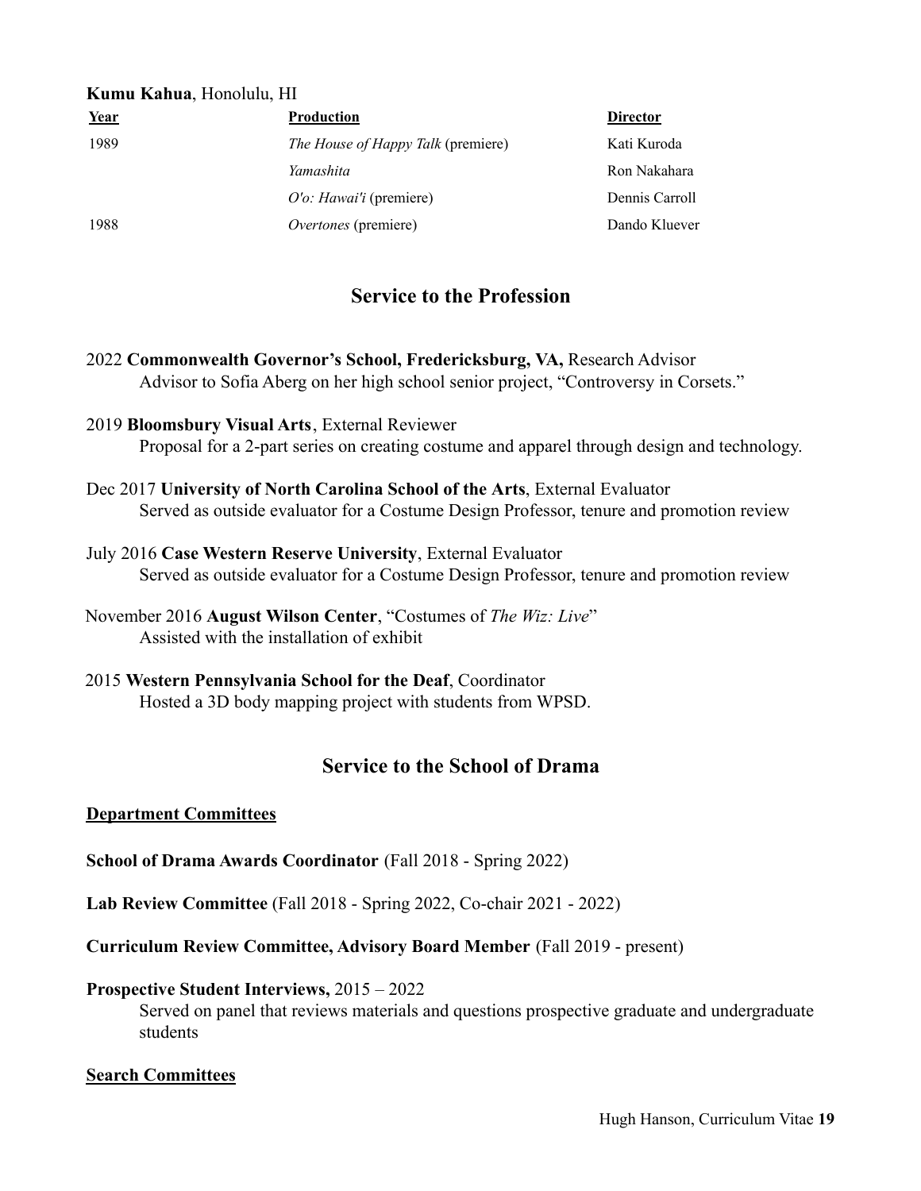**Kumu Kahua**, Honolulu, HI

| Year | Production | Director |
|---|---|---|
| 1989 | *The House of Happy Talk* (premiere) | Kati Kuroda |
| | *Yamashita* | Ron Nakahara |
| | *O'o: Hawai'i* (premiere) | Dennis Carroll |
| 1988 | *Overtones* (premiere) | Dando Kluever |

## Service to the Profession

2022 **Commonwealth Governor's School, Fredericksburg, VA,** Research Advisor
Advisor to Sofia Aberg on her high school senior project, "Controversy in Corsets."

2019 **Bloomsbury Visual Arts**, External Reviewer
Proposal for a 2-part series on creating costume and apparel through design and technology.

Dec 2017 **University of North Carolina School of the Arts**, External Evaluator
Served as outside evaluator for a Costume Design Professor, tenure and promotion review

July 2016 **Case Western Reserve University**, External Evaluator
Served as outside evaluator for a Costume Design Professor, tenure and promotion review

November 2016 **August Wilson Center**, "Costumes of *The Wiz: Live*"
Assisted with the installation of exhibit

2015 **Western Pennsylvania School for the Deaf**, Coordinator
Hosted a 3D body mapping project with students from WPSD.

## Service to the School of Drama

**Department Committees**

**School of Drama Awards Coordinator** (Fall 2018 - Spring 2022)

**Lab Review Committee** (Fall 2018 - Spring 2022, Co-chair 2021 - 2022)

**Curriculum Review Committee, Advisory Board Member** (Fall 2019 - present)

**Prospective Student Interviews,** 2015 – 2022
Served on panel that reviews materials and questions prospective graduate and undergraduate students

**Search Committees**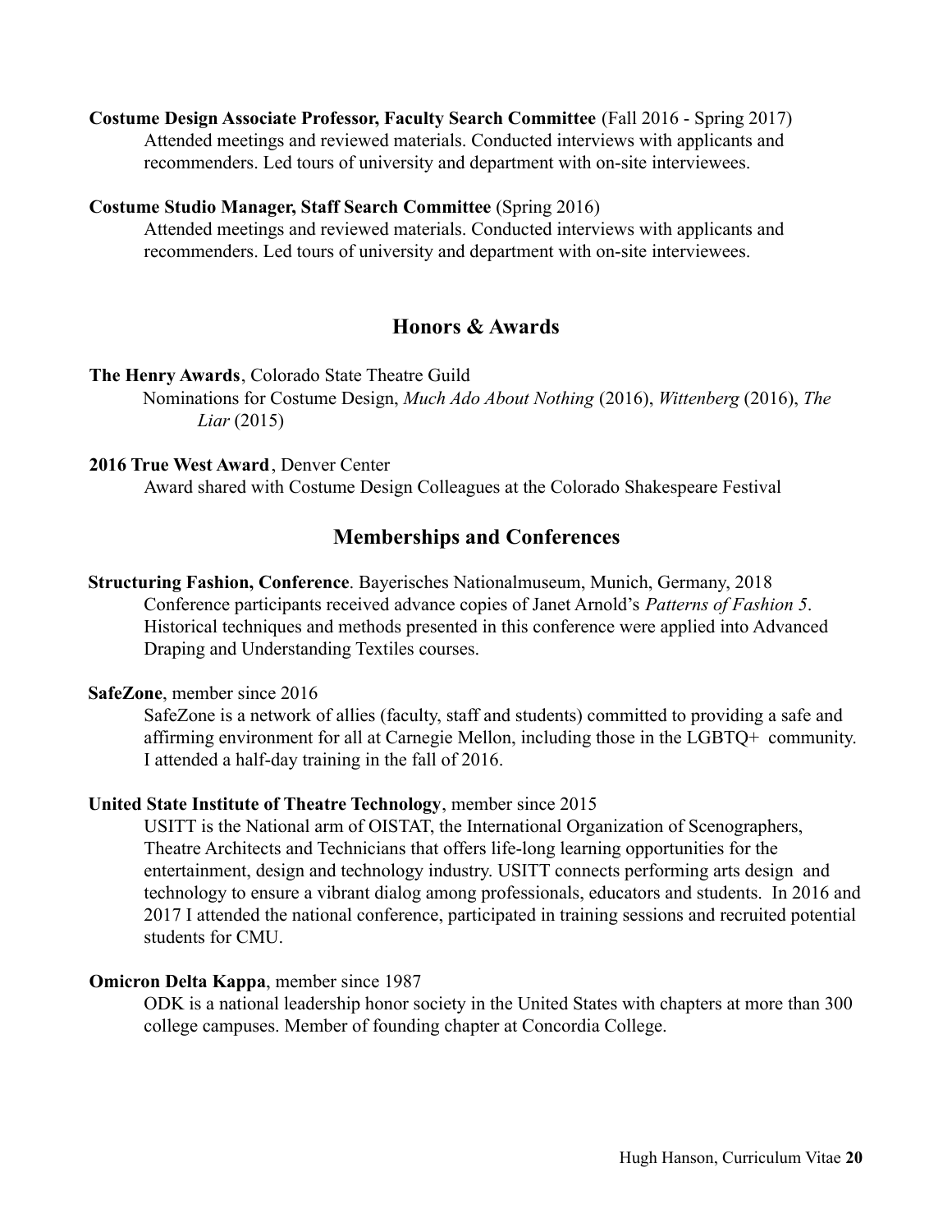**Costume Design Associate Professor, Faculty Search Committee** (Fall 2016 - Spring 2017)
Attended meetings and reviewed materials. Conducted interviews with applicants and recommenders. Led tours of university and department with on-site interviewees.

**Costume Studio Manager, Staff Search Committee** (Spring 2016)
Attended meetings and reviewed materials. Conducted interviews with applicants and recommenders. Led tours of university and department with on-site interviewees.

## Honors & Awards

**The Henry Awards**, Colorado State Theatre Guild
Nominations for Costume Design, *Much Ado About Nothing* (2016), *Wittenberg* (2016), *The Liar* (2015)

**2016 True West Award**, Denver Center
Award shared with Costume Design Colleagues at the Colorado Shakespeare Festival

## Memberships and Conferences

**Structuring Fashion, Conference**. Bayerisches Nationalmuseum, Munich, Germany, 2018
Conference participants received advance copies of Janet Arnold's *Patterns of Fashion 5*. Historical techniques and methods presented in this conference were applied into Advanced Draping and Understanding Textiles courses.

**SafeZone**, member since 2016
SafeZone is a network of allies (faculty, staff and students) committed to providing a safe and affirming environment for all at Carnegie Mellon, including those in the LGBTQ+ community. I attended a half-day training in the fall of 2016.

**United State Institute of Theatre Technology**, member since 2015
USITT is the National arm of OISTAT, the International Organization of Scenographers, Theatre Architects and Technicians that offers life-long learning opportunities for the entertainment, design and technology industry. USITT connects performing arts design and technology to ensure a vibrant dialog among professionals, educators and students. In 2016 and 2017 I attended the national conference, participated in training sessions and recruited potential students for CMU.

**Omicron Delta Kappa**, member since 1987
ODK is a national leadership honor society in the United States with chapters at more than 300 college campuses. Member of founding chapter at Concordia College.